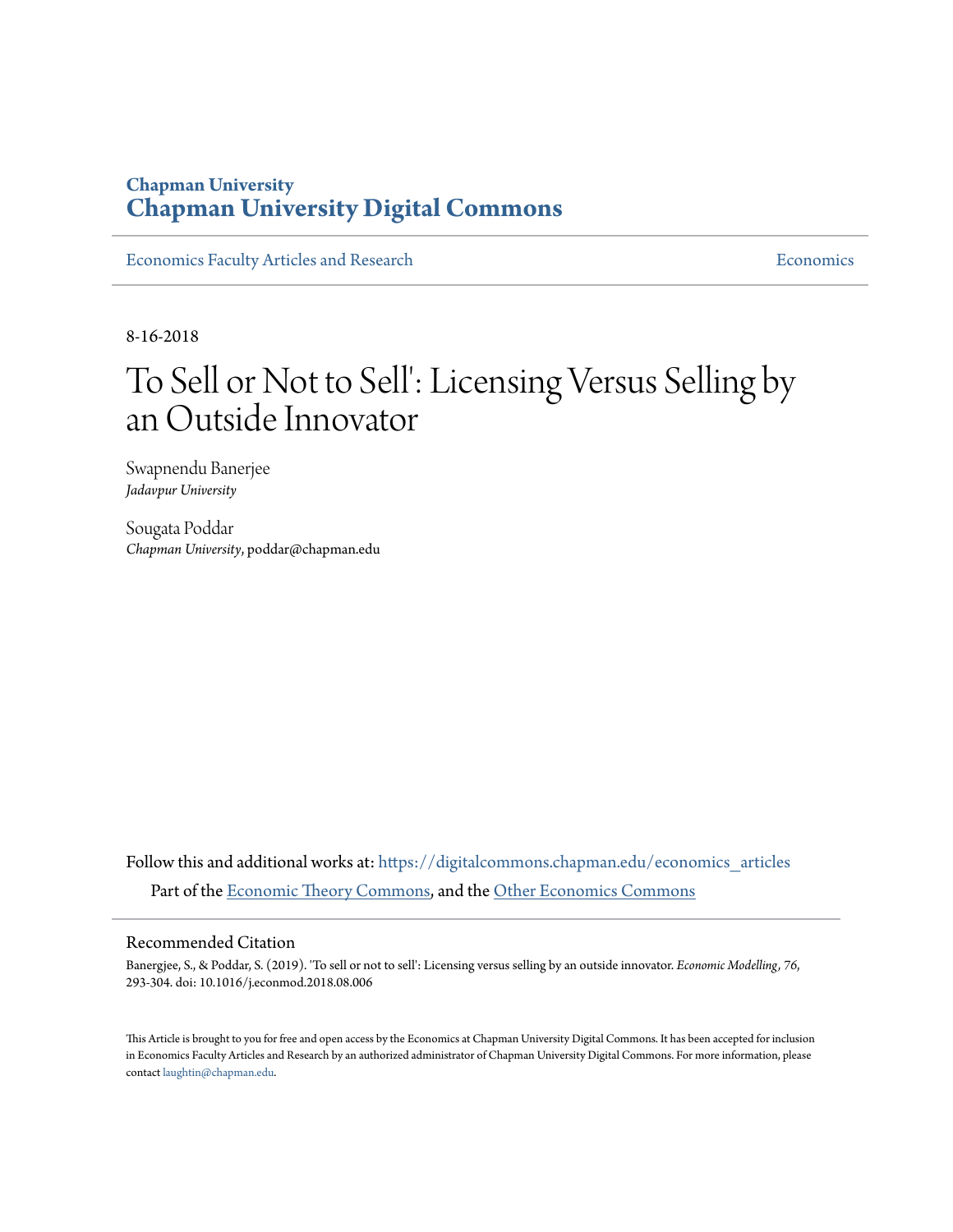# Chapman University
# Chapman University Digital Commons

Economics Faculty Articles and Research | Economics

8-16-2018

# To Sell or Not to Sell': Licensing Versus Selling by an Outside Innovator

Swapnendu Banerjee
*Jadavpur University*

Sougata Poddar
*Chapman University*, poddar@chapman.edu

Follow this and additional works at: https://digitalcommons.chapman.edu/economics_articles

Part of the Economic Theory Commons, and the Other Economics Commons

## Recommended Citation

Banergjee, S., & Poddar, S. (2019). 'To sell or not to sell': Licensing versus selling by an outside innovator. *Economic Modelling, 76,* 293-304. doi: 10.1016/j.econmod.2018.08.006

This Article is brought to you for free and open access by the Economics at Chapman University Digital Commons. It has been accepted for inclusion in Economics Faculty Articles and Research by an authorized administrator of Chapman University Digital Commons. For more information, please contact laughtin@chapman.edu.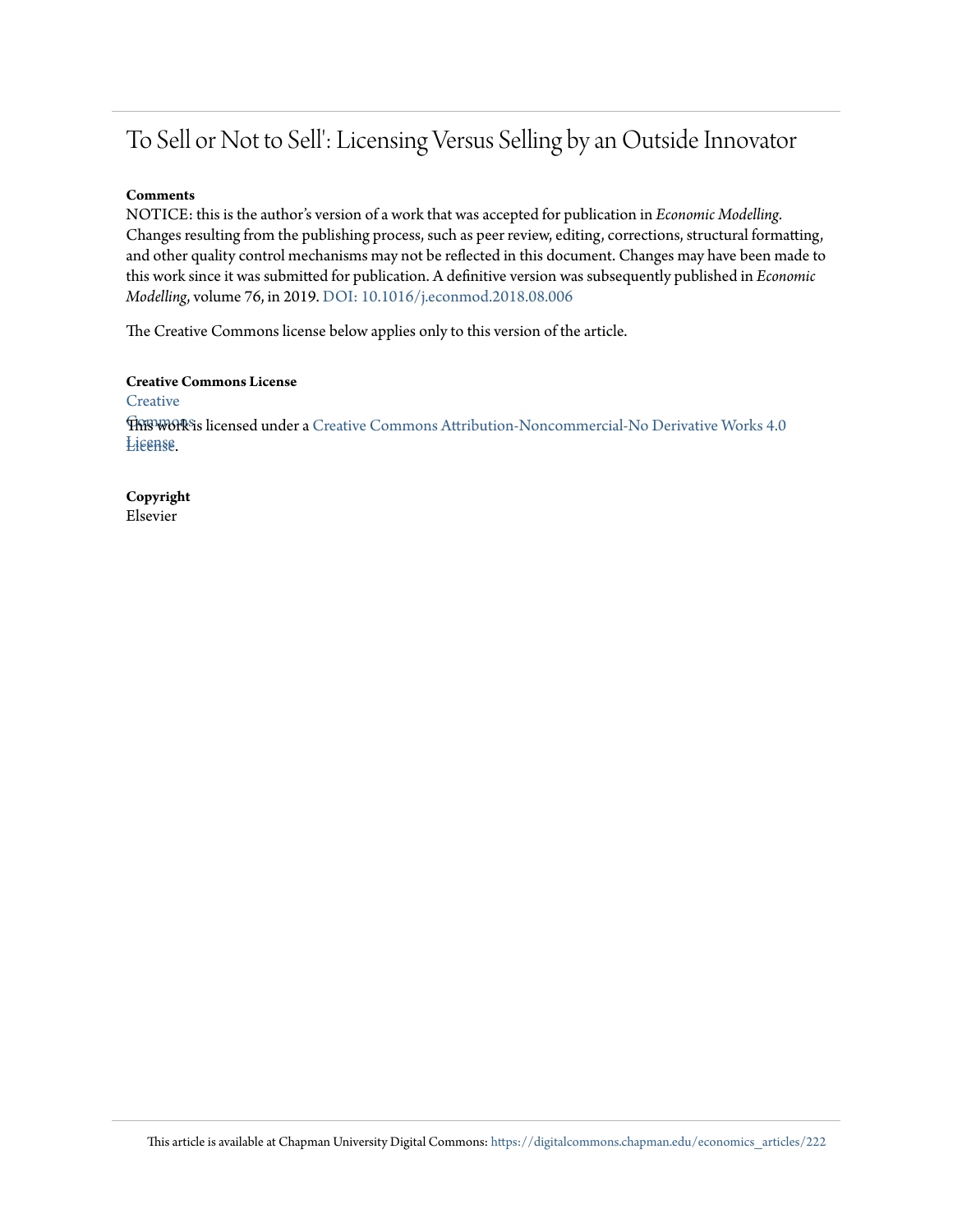# To Sell or Not to Sell': Licensing Versus Selling by an Outside Innovator

**Comments**

NOTICE: this is the author's version of a work that was accepted for publication in *Economic Modelling*. Changes resulting from the publishing process, such as peer review, editing, corrections, structural formatting, and other quality control mechanisms may not be reflected in this document. Changes may have been made to this work since it was submitted for publication. A definitive version was subsequently published in *Economic Modelling*, volume 76, in 2019. DOI: 10.1016/j.econmod.2018.08.006

The Creative Commons license below applies only to this version of the article.

**Creative Commons License**

This work is licensed under a Creative Commons Attribution-Noncommercial-No Derivative Works 4.0 License.

**Copyright**

Elsevier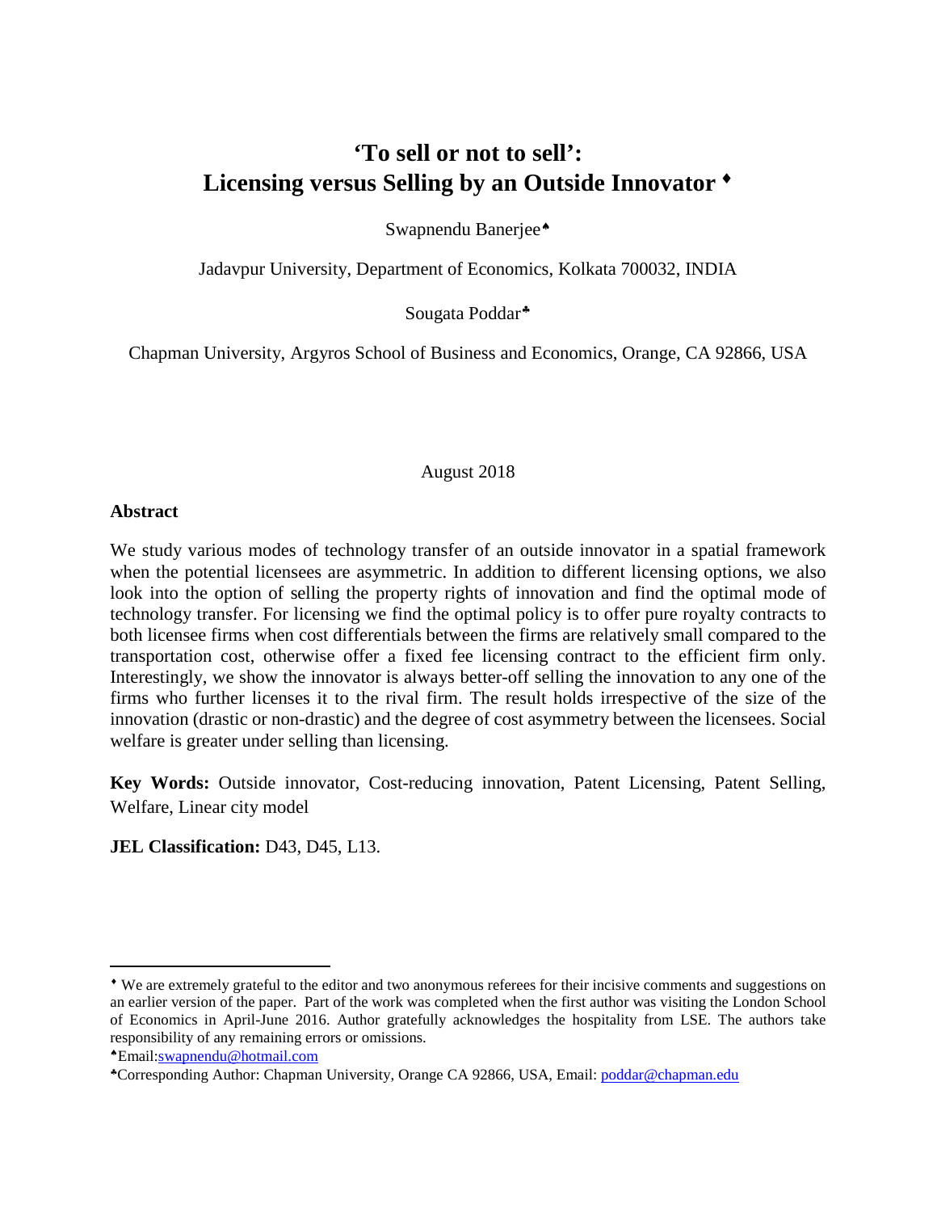# 'To sell or not to sell': Licensing versus Selling by an Outside Innovator [♦]

Swapnendu Banerjee[♠]

Jadavpur University, Department of Economics, Kolkata 700032, INDIA

Sougata Poddar[♣]

Chapman University, Argyros School of Business and Economics, Orange, CA 92866, USA

August 2018

**Abstract**

We study various modes of technology transfer of an outside innovator in a spatial framework when the potential licensees are asymmetric. In addition to different licensing options, we also look into the option of selling the property rights of innovation and find the optimal mode of technology transfer. For licensing we find the optimal policy is to offer pure royalty contracts to both licensee firms when cost differentials between the firms are relatively small compared to the transportation cost, otherwise offer a fixed fee licensing contract to the efficient firm only. Interestingly, we show the innovator is always better-off selling the innovation to any one of the firms who further licenses it to the rival firm. The result holds irrespective of the size of the innovation (drastic or non-drastic) and the degree of cost asymmetry between the licensees. Social welfare is greater under selling than licensing.

**Key Words:** Outside innovator, Cost-reducing innovation, Patent Licensing, Patent Selling, Welfare, Linear city model

**JEL Classification:** D43, D45, L13.

---

[♦] We are extremely grateful to the editor and two anonymous referees for their incisive comments and suggestions on an earlier version of the paper. Part of the work was completed when the first author was visiting the London School of Economics in April-June 2016. Author gratefully acknowledges the hospitality from LSE. The authors take responsibility of any remaining errors or omissions.

[♠]Email:swapnendu@hotmail.com

[♣]Corresponding Author: Chapman University, Orange CA 92866, USA, Email: poddar@chapman.edu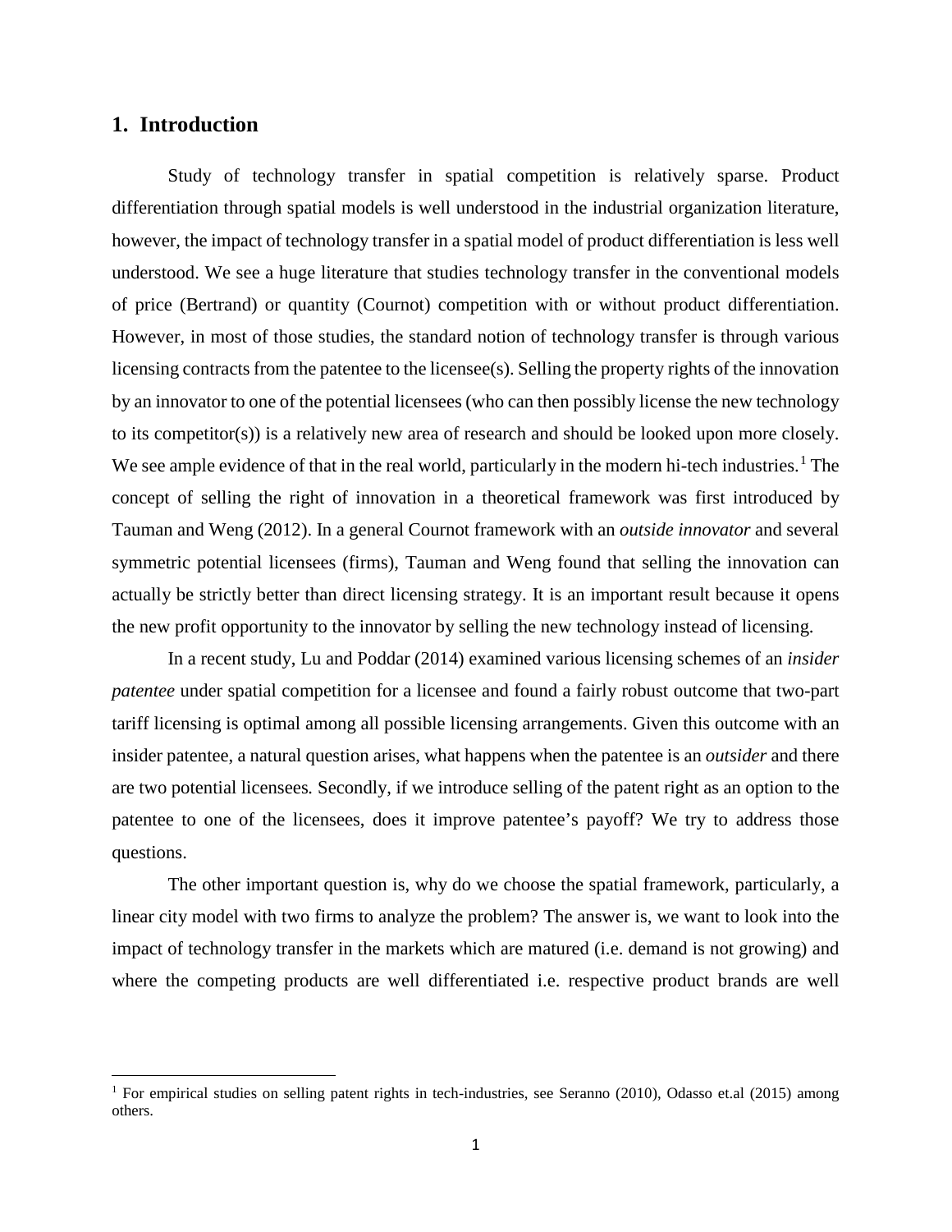## 1. Introduction

Study of technology transfer in spatial competition is relatively sparse. Product differentiation through spatial models is well understood in the industrial organization literature, however, the impact of technology transfer in a spatial model of product differentiation is less well understood. We see a huge literature that studies technology transfer in the conventional models of price (Bertrand) or quantity (Cournot) competition with or without product differentiation. However, in most of those studies, the standard notion of technology transfer is through various licensing contracts from the patentee to the licensee(s). Selling the property rights of the innovation by an innovator to one of the potential licensees (who can then possibly license the new technology to its competitor(s)) is a relatively new area of research and should be looked upon more closely. We see ample evidence of that in the real world, particularly in the modern hi-tech industries.[1] The concept of selling the right of innovation in a theoretical framework was first introduced by Tauman and Weng (2012). In a general Cournot framework with an *outside innovator* and several symmetric potential licensees (firms), Tauman and Weng found that selling the innovation can actually be strictly better than direct licensing strategy. It is an important result because it opens the new profit opportunity to the innovator by selling the new technology instead of licensing.

In a recent study, Lu and Poddar (2014) examined various licensing schemes of an *insider patentee* under spatial competition for a licensee and found a fairly robust outcome that two-part tariff licensing is optimal among all possible licensing arrangements. Given this outcome with an insider patentee, a natural question arises, what happens when the patentee is an *outsider* and there are two potential licensees. Secondly, if we introduce selling of the patent right as an option to the patentee to one of the licensees, does it improve patentee's payoff? We try to address those questions.

The other important question is, why do we choose the spatial framework, particularly, a linear city model with two firms to analyze the problem? The answer is, we want to look into the impact of technology transfer in the markets which are matured (i.e. demand is not growing) and where the competing products are well differentiated i.e. respective product brands are well

[1] For empirical studies on selling patent rights in tech-industries, see Seranno (2010), Odasso et.al (2015) among others.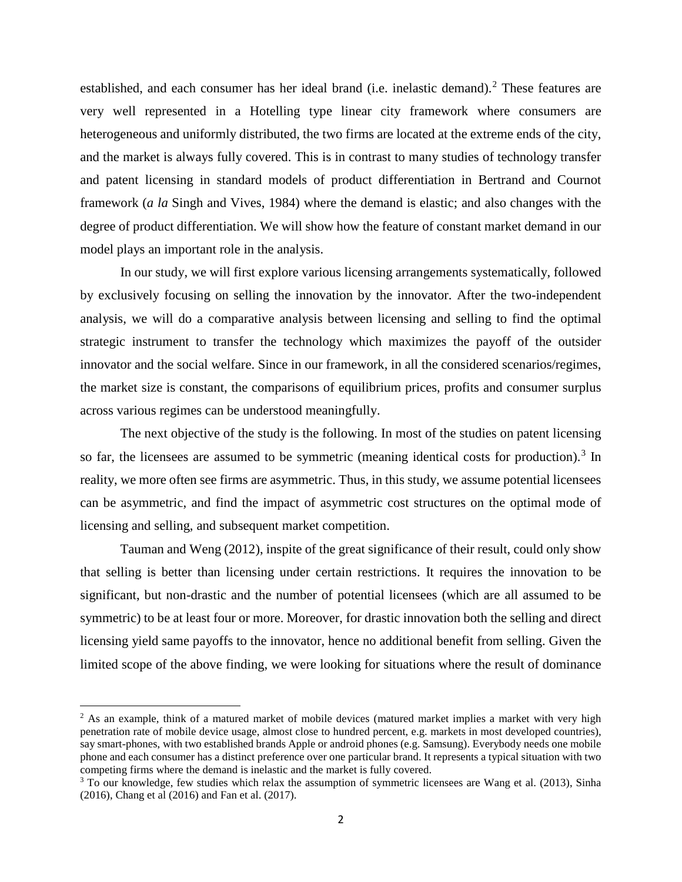established, and each consumer has her ideal brand (i.e. inelastic demand).[2] These features are very well represented in a Hotelling type linear city framework where consumers are heterogeneous and uniformly distributed, the two firms are located at the extreme ends of the city, and the market is always fully covered. This is in contrast to many studies of technology transfer and patent licensing in standard models of product differentiation in Bertrand and Cournot framework (*a la* Singh and Vives, 1984) where the demand is elastic; and also changes with the degree of product differentiation. We will show how the feature of constant market demand in our model plays an important role in the analysis.

In our study, we will first explore various licensing arrangements systematically, followed by exclusively focusing on selling the innovation by the innovator. After the two-independent analysis, we will do a comparative analysis between licensing and selling to find the optimal strategic instrument to transfer the technology which maximizes the payoff of the outsider innovator and the social welfare. Since in our framework, in all the considered scenarios/regimes, the market size is constant, the comparisons of equilibrium prices, profits and consumer surplus across various regimes can be understood meaningfully.

The next objective of the study is the following. In most of the studies on patent licensing so far, the licensees are assumed to be symmetric (meaning identical costs for production).[3] In reality, we more often see firms are asymmetric. Thus, in this study, we assume potential licensees can be asymmetric, and find the impact of asymmetric cost structures on the optimal mode of licensing and selling, and subsequent market competition.

Tauman and Weng (2012), inspite of the great significance of their result, could only show that selling is better than licensing under certain restrictions. It requires the innovation to be significant, but non-drastic and the number of potential licensees (which are all assumed to be symmetric) to be at least four or more. Moreover, for drastic innovation both the selling and direct licensing yield same payoffs to the innovator, hence no additional benefit from selling. Given the limited scope of the above finding, we were looking for situations where the result of dominance

[2] As an example, think of a matured market of mobile devices (matured market implies a market with very high penetration rate of mobile device usage, almost close to hundred percent, e.g. markets in most developed countries), say smart-phones, with two established brands Apple or android phones (e.g. Samsung). Everybody needs one mobile phone and each consumer has a distinct preference over one particular brand. It represents a typical situation with two competing firms where the demand is inelastic and the market is fully covered.

[3] To our knowledge, few studies which relax the assumption of symmetric licensees are Wang et al. (2013), Sinha (2016), Chang et al (2016) and Fan et al. (2017).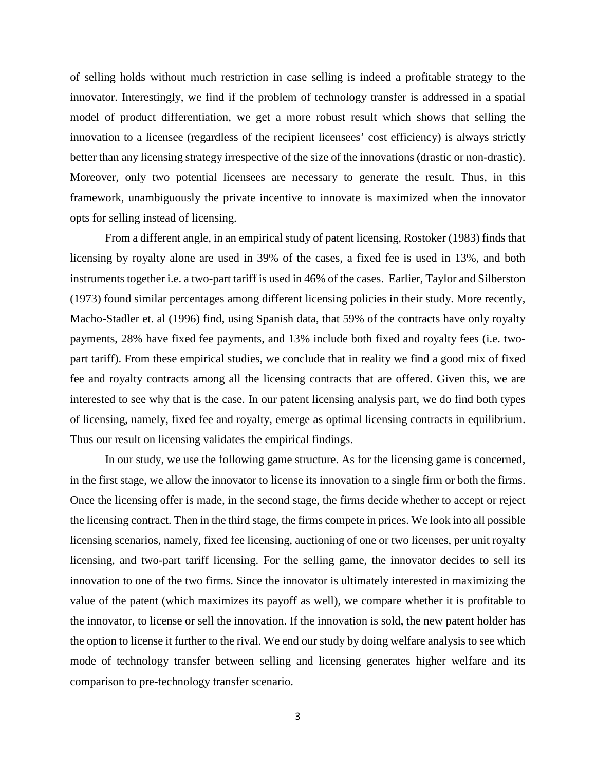of selling holds without much restriction in case selling is indeed a profitable strategy to the innovator. Interestingly, we find if the problem of technology transfer is addressed in a spatial model of product differentiation, we get a more robust result which shows that selling the innovation to a licensee (regardless of the recipient licensees' cost efficiency) is always strictly better than any licensing strategy irrespective of the size of the innovations (drastic or non-drastic). Moreover, only two potential licensees are necessary to generate the result. Thus, in this framework, unambiguously the private incentive to innovate is maximized when the innovator opts for selling instead of licensing.

From a different angle, in an empirical study of patent licensing, Rostoker (1983) finds that licensing by royalty alone are used in 39% of the cases, a fixed fee is used in 13%, and both instruments together i.e. a two-part tariff is used in 46% of the cases. Earlier, Taylor and Silberston (1973) found similar percentages among different licensing policies in their study. More recently, Macho-Stadler et. al (1996) find, using Spanish data, that 59% of the contracts have only royalty payments, 28% have fixed fee payments, and 13% include both fixed and royalty fees (i.e. two-part tariff). From these empirical studies, we conclude that in reality we find a good mix of fixed fee and royalty contracts among all the licensing contracts that are offered. Given this, we are interested to see why that is the case. In our patent licensing analysis part, we do find both types of licensing, namely, fixed fee and royalty, emerge as optimal licensing contracts in equilibrium. Thus our result on licensing validates the empirical findings.

In our study, we use the following game structure. As for the licensing game is concerned, in the first stage, we allow the innovator to license its innovation to a single firm or both the firms. Once the licensing offer is made, in the second stage, the firms decide whether to accept or reject the licensing contract. Then in the third stage, the firms compete in prices. We look into all possible licensing scenarios, namely, fixed fee licensing, auctioning of one or two licenses, per unit royalty licensing, and two-part tariff licensing. For the selling game, the innovator decides to sell its innovation to one of the two firms. Since the innovator is ultimately interested in maximizing the value of the patent (which maximizes its payoff as well), we compare whether it is profitable to the innovator, to license or sell the innovation. If the innovation is sold, the new patent holder has the option to license it further to the rival. We end our study by doing welfare analysis to see which mode of technology transfer between selling and licensing generates higher welfare and its comparison to pre-technology transfer scenario.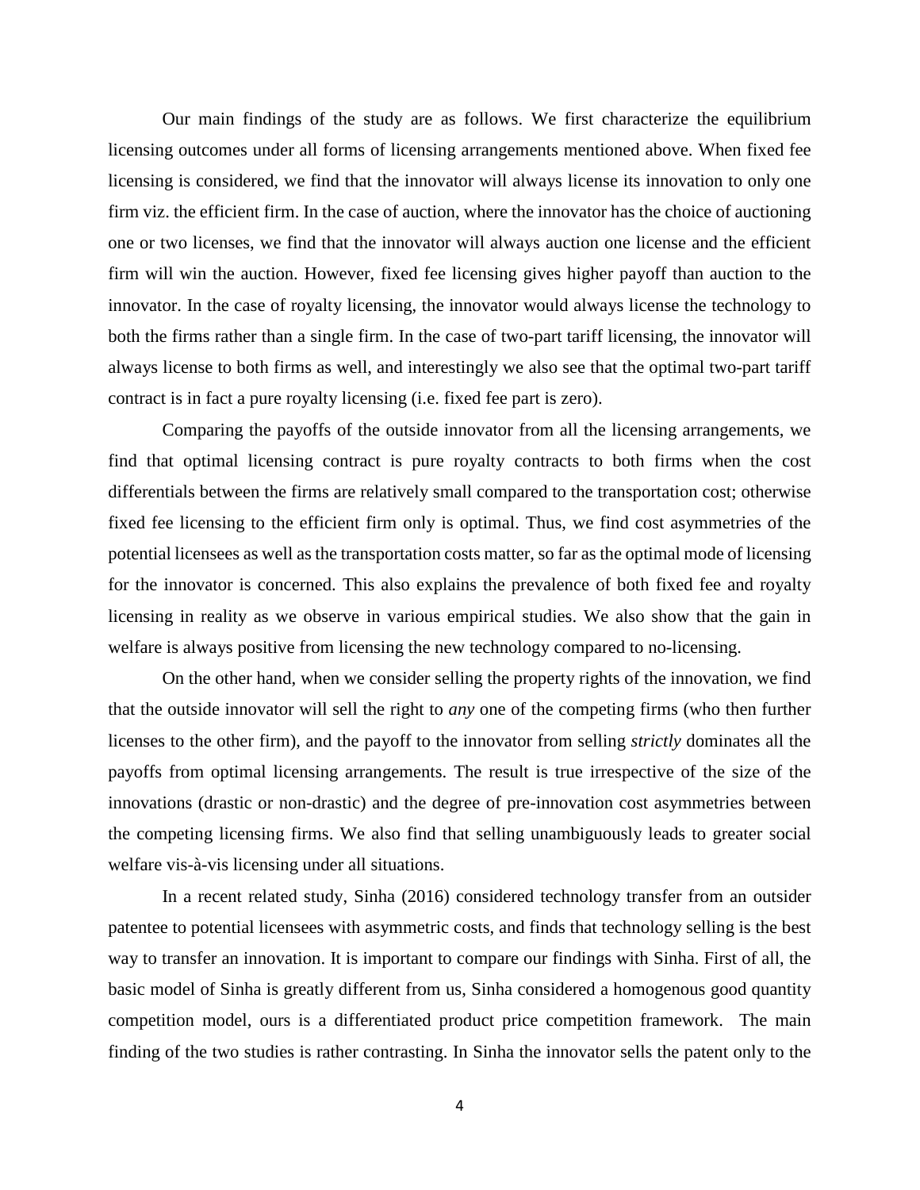Our main findings of the study are as follows. We first characterize the equilibrium licensing outcomes under all forms of licensing arrangements mentioned above. When fixed fee licensing is considered, we find that the innovator will always license its innovation to only one firm viz. the efficient firm. In the case of auction, where the innovator has the choice of auctioning one or two licenses, we find that the innovator will always auction one license and the efficient firm will win the auction. However, fixed fee licensing gives higher payoff than auction to the innovator. In the case of royalty licensing, the innovator would always license the technology to both the firms rather than a single firm. In the case of two-part tariff licensing, the innovator will always license to both firms as well, and interestingly we also see that the optimal two-part tariff contract is in fact a pure royalty licensing (i.e. fixed fee part is zero).

Comparing the payoffs of the outside innovator from all the licensing arrangements, we find that optimal licensing contract is pure royalty contracts to both firms when the cost differentials between the firms are relatively small compared to the transportation cost; otherwise fixed fee licensing to the efficient firm only is optimal. Thus, we find cost asymmetries of the potential licensees as well as the transportation costs matter, so far as the optimal mode of licensing for the innovator is concerned. This also explains the prevalence of both fixed fee and royalty licensing in reality as we observe in various empirical studies. We also show that the gain in welfare is always positive from licensing the new technology compared to no-licensing.

On the other hand, when we consider selling the property rights of the innovation, we find that the outside innovator will sell the right to *any* one of the competing firms (who then further licenses to the other firm), and the payoff to the innovator from selling *strictly* dominates all the payoffs from optimal licensing arrangements. The result is true irrespective of the size of the innovations (drastic or non-drastic) and the degree of pre-innovation cost asymmetries between the competing licensing firms. We also find that selling unambiguously leads to greater social welfare vis-à-vis licensing under all situations.

In a recent related study, Sinha (2016) considered technology transfer from an outsider patentee to potential licensees with asymmetric costs, and finds that technology selling is the best way to transfer an innovation. It is important to compare our findings with Sinha. First of all, the basic model of Sinha is greatly different from us, Sinha considered a homogenous good quantity competition model, ours is a differentiated product price competition framework. The main finding of the two studies is rather contrasting. In Sinha the innovator sells the patent only to the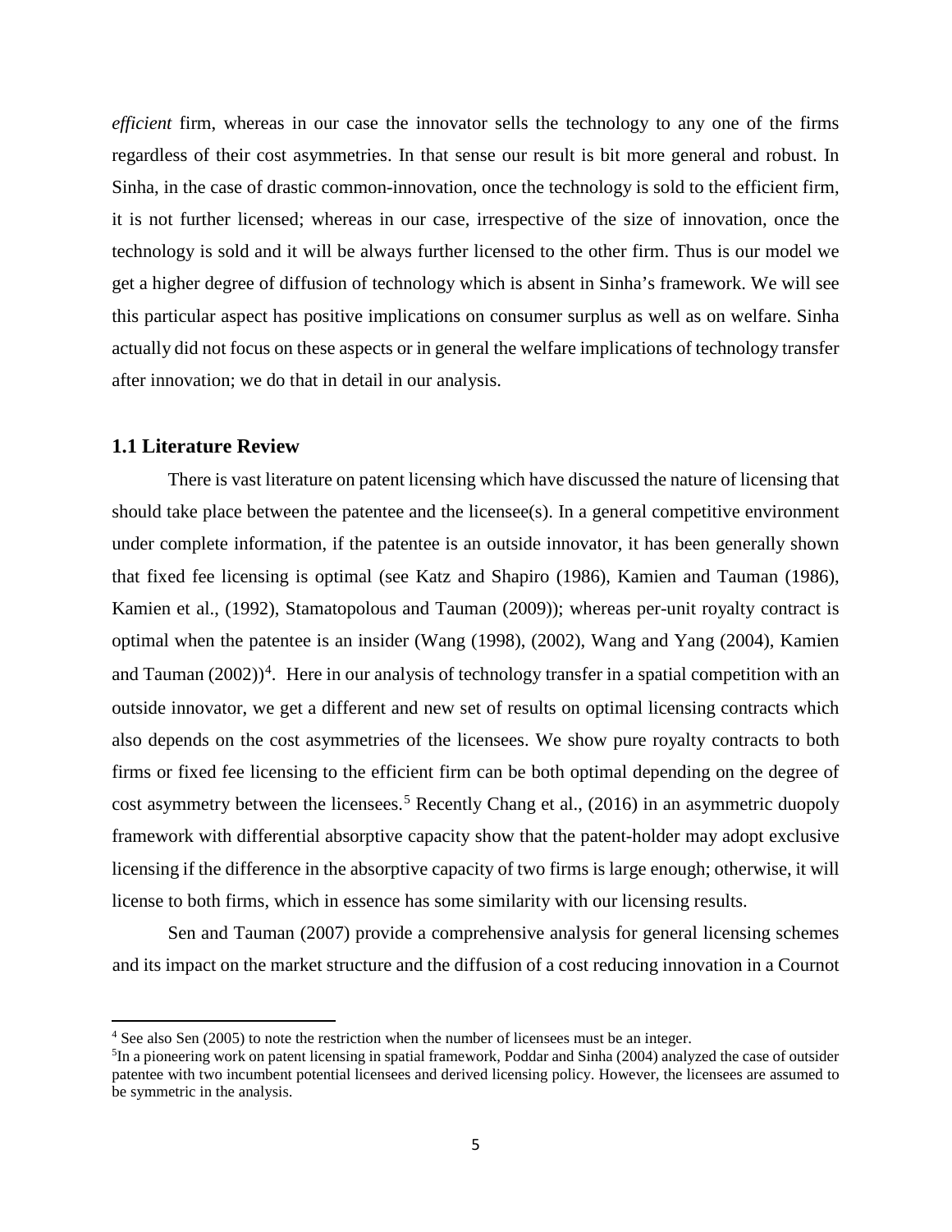*efficient* firm, whereas in our case the innovator sells the technology to any one of the firms regardless of their cost asymmetries. In that sense our result is bit more general and robust. In Sinha, in the case of drastic common-innovation, once the technology is sold to the efficient firm, it is not further licensed; whereas in our case, irrespective of the size of innovation, once the technology is sold and it will be always further licensed to the other firm. Thus is our model we get a higher degree of diffusion of technology which is absent in Sinha's framework. We will see this particular aspect has positive implications on consumer surplus as well as on welfare. Sinha actually did not focus on these aspects or in general the welfare implications of technology transfer after innovation; we do that in detail in our analysis.

### 1.1 Literature Review

There is vast literature on patent licensing which have discussed the nature of licensing that should take place between the patentee and the licensee(s). In a general competitive environment under complete information, if the patentee is an outside innovator, it has been generally shown that fixed fee licensing is optimal (see Katz and Shapiro (1986), Kamien and Tauman (1986), Kamien et al., (1992), Stamatopolous and Tauman (2009)); whereas per-unit royalty contract is optimal when the patentee is an insider (Wang (1998), (2002), Wang and Yang (2004), Kamien and Tauman (2002))[4]. Here in our analysis of technology transfer in a spatial competition with an outside innovator, we get a different and new set of results on optimal licensing contracts which also depends on the cost asymmetries of the licensees. We show pure royalty contracts to both firms or fixed fee licensing to the efficient firm can be both optimal depending on the degree of cost asymmetry between the licensees.[5] Recently Chang et al., (2016) in an asymmetric duopoly framework with differential absorptive capacity show that the patent-holder may adopt exclusive licensing if the difference in the absorptive capacity of two firms is large enough; otherwise, it will license to both firms, which in essence has some similarity with our licensing results.

Sen and Tauman (2007) provide a comprehensive analysis for general licensing schemes and its impact on the market structure and the diffusion of a cost reducing innovation in a Cournot

[4] See also Sen (2005) to note the restriction when the number of licensees must be an integer.

[5] In a pioneering work on patent licensing in spatial framework, Poddar and Sinha (2004) analyzed the case of outsider patentee with two incumbent potential licensees and derived licensing policy. However, the licensees are assumed to be symmetric in the analysis.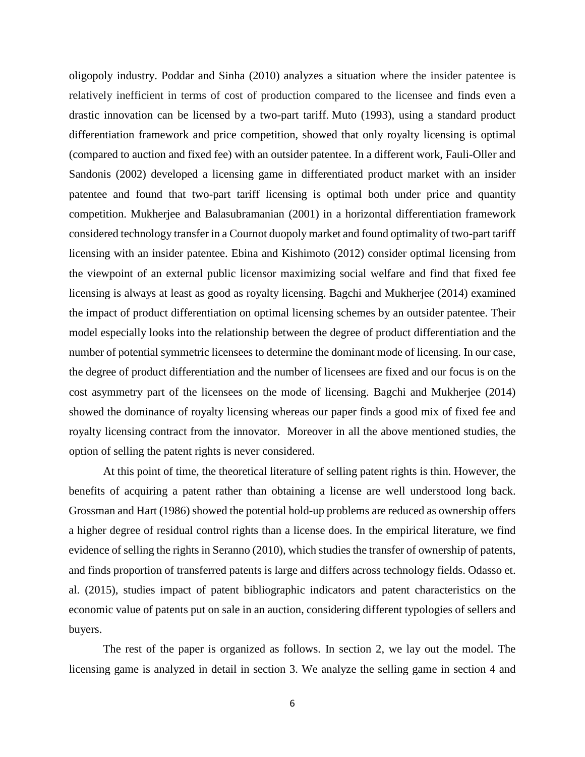oligopoly industry. Poddar and Sinha (2010) analyzes a situation where the insider patentee is relatively inefficient in terms of cost of production compared to the licensee and finds even a drastic innovation can be licensed by a two-part tariff. Muto (1993), using a standard product differentiation framework and price competition, showed that only royalty licensing is optimal (compared to auction and fixed fee) with an outsider patentee. In a different work, Fauli-Oller and Sandonis (2002) developed a licensing game in differentiated product market with an insider patentee and found that two-part tariff licensing is optimal both under price and quantity competition. Mukherjee and Balasubramanian (2001) in a horizontal differentiation framework considered technology transfer in a Cournot duopoly market and found optimality of two-part tariff licensing with an insider patentee. Ebina and Kishimoto (2012) consider optimal licensing from the viewpoint of an external public licensor maximizing social welfare and find that fixed fee licensing is always at least as good as royalty licensing. Bagchi and Mukherjee (2014) examined the impact of product differentiation on optimal licensing schemes by an outsider patentee. Their model especially looks into the relationship between the degree of product differentiation and the number of potential symmetric licensees to determine the dominant mode of licensing. In our case, the degree of product differentiation and the number of licensees are fixed and our focus is on the cost asymmetry part of the licensees on the mode of licensing. Bagchi and Mukherjee (2014) showed the dominance of royalty licensing whereas our paper finds a good mix of fixed fee and royalty licensing contract from the innovator. Moreover in all the above mentioned studies, the option of selling the patent rights is never considered.

At this point of time, the theoretical literature of selling patent rights is thin. However, the benefits of acquiring a patent rather than obtaining a license are well understood long back. Grossman and Hart (1986) showed the potential hold-up problems are reduced as ownership offers a higher degree of residual control rights than a license does. In the empirical literature, we find evidence of selling the rights in Seranno (2010), which studies the transfer of ownership of patents, and finds proportion of transferred patents is large and differs across technology fields. Odasso et. al. (2015), studies impact of patent bibliographic indicators and patent characteristics on the economic value of patents put on sale in an auction, considering different typologies of sellers and buyers.

The rest of the paper is organized as follows. In section 2, we lay out the model. The licensing game is analyzed in detail in section 3. We analyze the selling game in section 4 and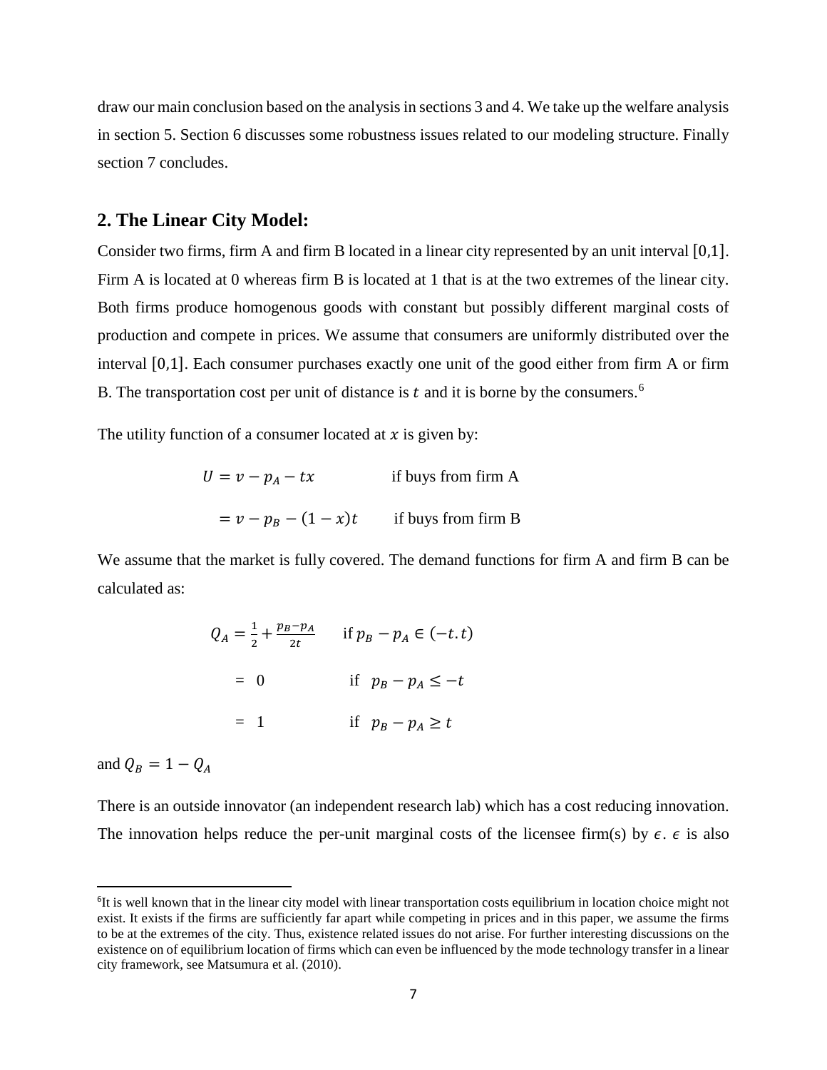draw our main conclusion based on the analysis in sections 3 and 4. We take up the welfare analysis in section 5. Section 6 discusses some robustness issues related to our modeling structure. Finally section 7 concludes.

## 2. The Linear City Model:

Consider two firms, firm A and firm B located in a linear city represented by an unit interval $[0,1]$. Firm A is located at 0 whereas firm B is located at 1 that is at the two extremes of the linear city. Both firms produce homogenous goods with constant but possibly different marginal costs of production and compete in prices. We assume that consumers are uniformly distributed over the interval $[0,1]$. Each consumer purchases exactly one unit of the good either from firm A or firm B. The transportation cost per unit of distance is $t$ and it is borne by the consumers.[6]

The utility function of a consumer located at $x$ is given by:

$$
\begin{aligned}
U &= v - p_A - tx && \text{if buys from firm A} \\
&= v - p_B - (1-x)t && \text{if buys from firm B}
\end{aligned}
$$

We assume that the market is fully covered. The demand functions for firm A and firm B can be calculated as:

$$
\begin{aligned}
Q_A &= \frac{1}{2} + \frac{p_B - p_A}{2t} && \text{if } p_B - p_A \in (-t.t) \\
&= 0 && \text{if } \ p_B - p_A \leq -t \\
&= 1 && \text{if } \ p_B - p_A \geq t
\end{aligned}
$$

and $Q_B = 1 - Q_A$

There is an outside innovator (an independent research lab) which has a cost reducing innovation. The innovation helps reduce the per-unit marginal costs of the licensee firm(s) by $\epsilon$. $\epsilon$ is also

[6] It is well known that in the linear city model with linear transportation costs equilibrium in location choice might not exist. It exists if the firms are sufficiently far apart while competing in prices and in this paper, we assume the firms to be at the extremes of the city. Thus, existence related issues do not arise. For further interesting discussions on the existence on of equilibrium location of firms which can even be influenced by the mode technology transfer in a linear city framework, see Matsumura et al. (2010).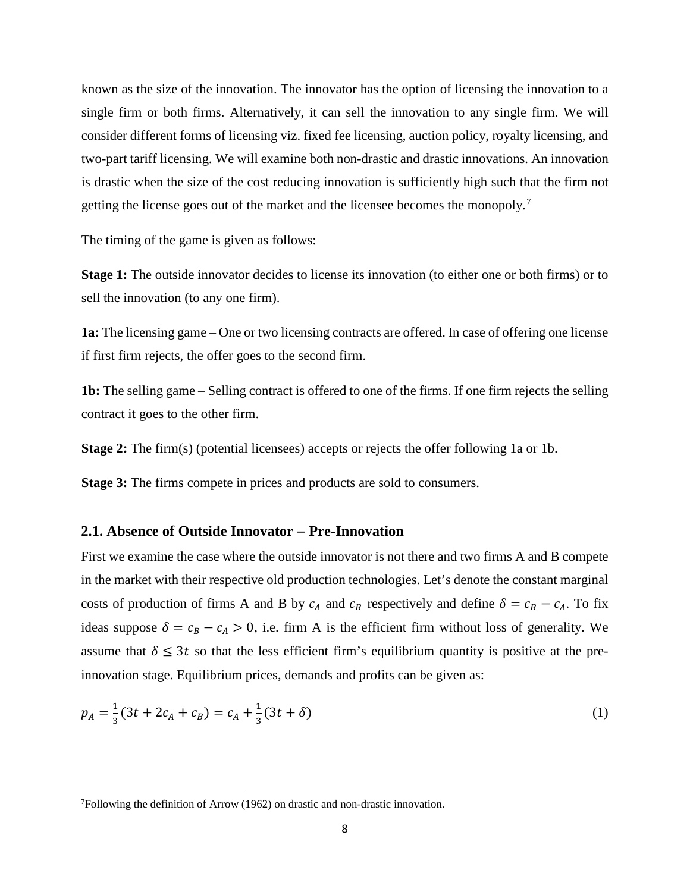known as the size of the innovation. The innovator has the option of licensing the innovation to a single firm or both firms. Alternatively, it can sell the innovation to any single firm. We will consider different forms of licensing viz. fixed fee licensing, auction policy, royalty licensing, and two-part tariff licensing. We will examine both non-drastic and drastic innovations. An innovation is drastic when the size of the cost reducing innovation is sufficiently high such that the firm not getting the license goes out of the market and the licensee becomes the monopoly.[7]

The timing of the game is given as follows:

**Stage 1:** The outside innovator decides to license its innovation (to either one or both firms) or to sell the innovation (to any one firm).

**1a:** The licensing game – One or two licensing contracts are offered. In case of offering one license if first firm rejects, the offer goes to the second firm.

**1b:** The selling game – Selling contract is offered to one of the firms. If one firm rejects the selling contract it goes to the other firm.

**Stage 2:** The firm(s) (potential licensees) accepts or rejects the offer following 1a or 1b.

**Stage 3:** The firms compete in prices and products are sold to consumers.

### 2.1. Absence of Outside Innovator – Pre-Innovation

First we examine the case where the outside innovator is not there and two firms A and B compete in the market with their respective old production technologies. Let's denote the constant marginal costs of production of firms A and B by $c_A$ and $c_B$ respectively and define $\delta = c_B - c_A$. To fix ideas suppose $\delta = c_B - c_A > 0$, i.e. firm A is the efficient firm without loss of generality. We assume that $\delta \leq 3t$ so that the less efficient firm's equilibrium quantity is positive at the pre-innovation stage. Equilibrium prices, demands and profits can be given as:

$$p_A = \frac{1}{3}(3t + 2c_A + c_B) = c_A + \frac{1}{3}(3t + \delta) \tag{1}$$

[7]Following the definition of Arrow (1962) on drastic and non-drastic innovation.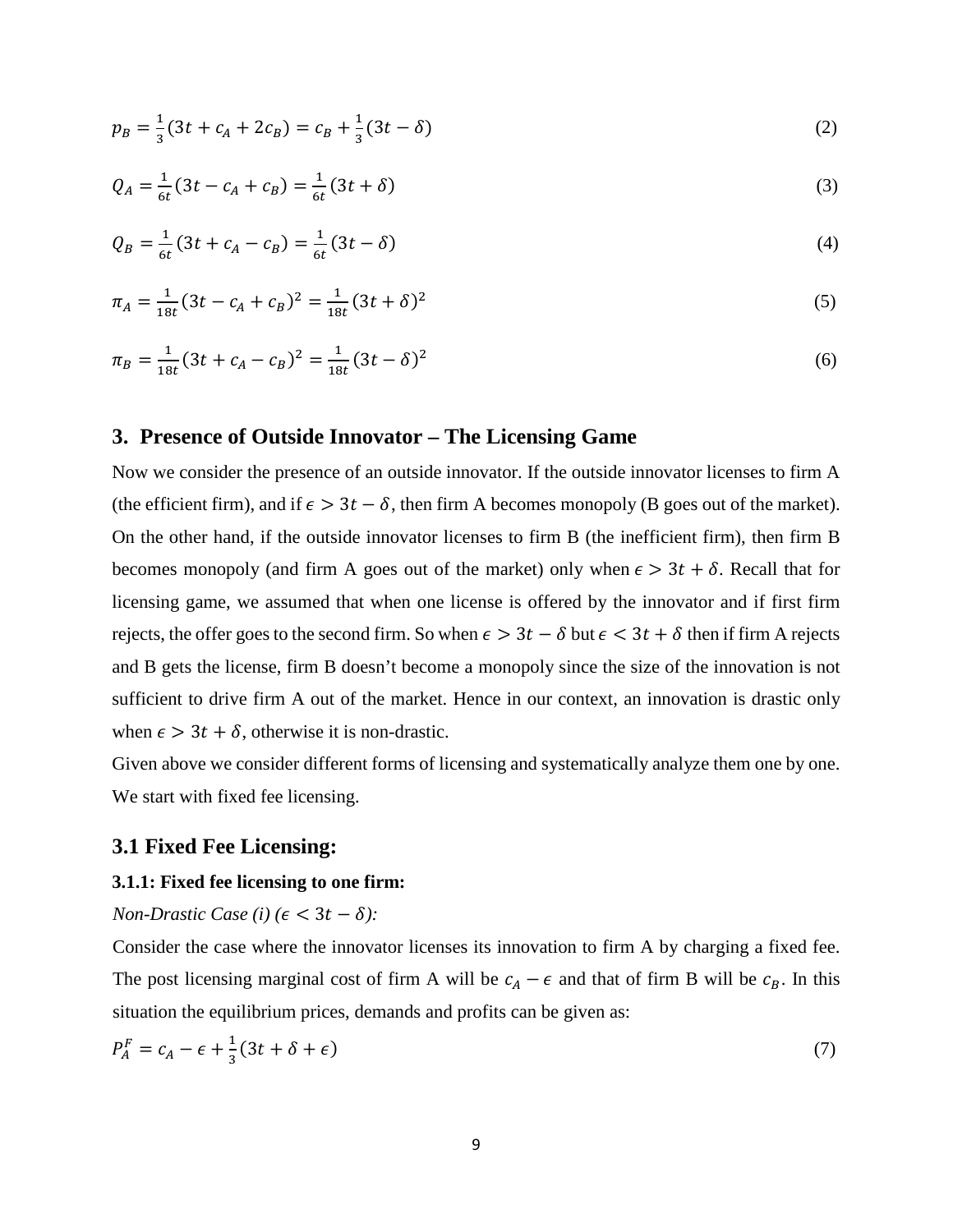$$p_B = \frac{1}{3}(3t + c_A + 2c_B) = c_B + \frac{1}{3}(3t - \delta) \tag{2}$$

$$Q_A = \frac{1}{6t}(3t - c_A + c_B) = \frac{1}{6t}(3t + \delta) \tag{3}$$

$$Q_B = \frac{1}{6t}(3t + c_A - c_B) = \frac{1}{6t}(3t - \delta) \tag{4}$$

$$\pi_A = \frac{1}{18t}(3t - c_A + c_B)^2 = \frac{1}{18t}(3t + \delta)^2 \tag{5}$$

$$\pi_B = \frac{1}{18t}(3t + c_A - c_B)^2 = \frac{1}{18t}(3t - \delta)^2 \tag{6}$$

## 3. Presence of Outside Innovator – The Licensing Game

Now we consider the presence of an outside innovator. If the outside innovator licenses to firm A (the efficient firm), and if $\epsilon > 3t - \delta$, then firm A becomes monopoly (B goes out of the market). On the other hand, if the outside innovator licenses to firm B (the inefficient firm), then firm B becomes monopoly (and firm A goes out of the market) only when $\epsilon > 3t + \delta$. Recall that for licensing game, we assumed that when one license is offered by the innovator and if first firm rejects, the offer goes to the second firm. So when $\epsilon > 3t - \delta$ but $\epsilon < 3t + \delta$ then if firm A rejects and B gets the license, firm B doesn't become a monopoly since the size of the innovation is not sufficient to drive firm A out of the market. Hence in our context, an innovation is drastic only when $\epsilon > 3t + \delta$, otherwise it is non-drastic.

Given above we consider different forms of licensing and systematically analyze them one by one. We start with fixed fee licensing.

## 3.1 Fixed Fee Licensing:

### 3.1.1: Fixed fee licensing to one firm:

*Non-Drastic Case (i) ($\epsilon < 3t - \delta$):*

Consider the case where the innovator licenses its innovation to firm A by charging a fixed fee. The post licensing marginal cost of firm A will be $c_A - \epsilon$ and that of firm B will be $c_B$. In this situation the equilibrium prices, demands and profits can be given as:

$$P_A^F = c_A - \epsilon + \frac{1}{3}(3t + \delta + \epsilon) \tag{7}$$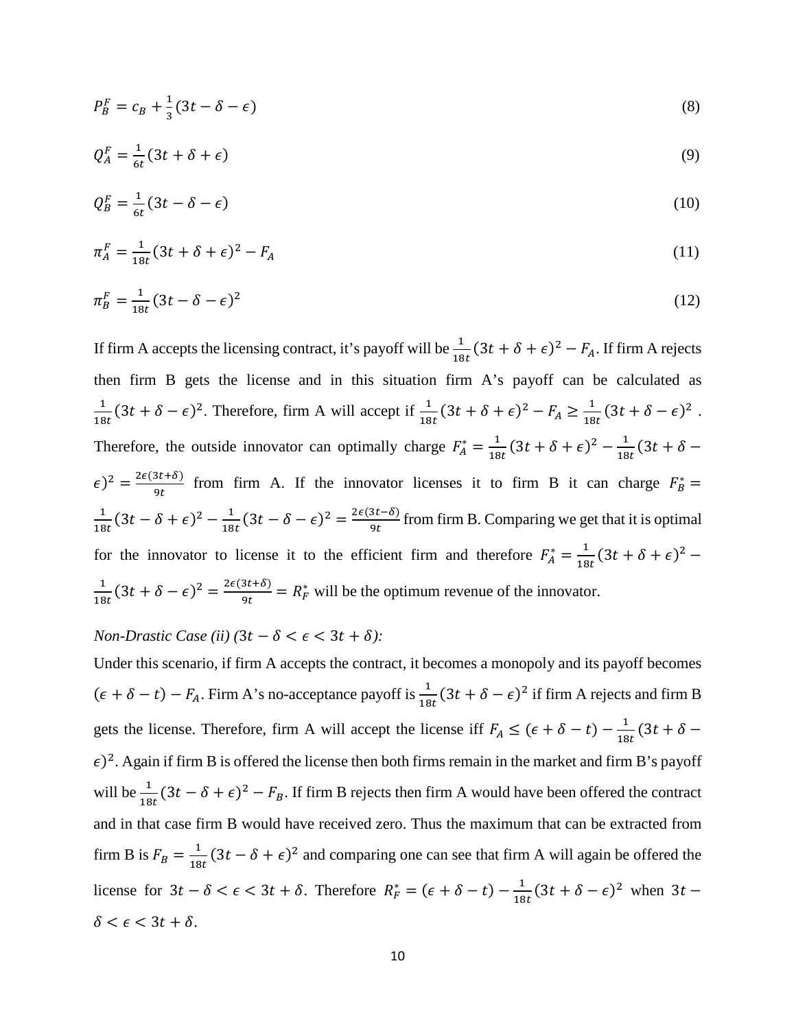$$P_B^F = c_B + \frac{1}{3}(3t - \delta - \epsilon) \tag{8}$$

$$Q_A^F = \frac{1}{6t}(3t + \delta + \epsilon) \tag{9}$$

$$Q_B^F = \frac{1}{6t}(3t - \delta - \epsilon) \tag{10}$$

$$\pi_A^F = \frac{1}{18t}(3t + \delta + \epsilon)^2 - F_A \tag{11}$$

$$\pi_B^F = \frac{1}{18t}(3t - \delta - \epsilon)^2 \tag{12}$$

If firm A accepts the licensing contract, it's payoff will be $\frac{1}{18t}(3t + \delta + \epsilon)^2 - F_A$. If firm A rejects then firm B gets the license and in this situation firm A's payoff can be calculated as $\frac{1}{18t}(3t + \delta - \epsilon)^2$. Therefore, firm A will accept if $\frac{1}{18t}(3t + \delta + \epsilon)^2 - F_A \geq \frac{1}{18t}(3t + \delta - \epsilon)^2$. Therefore, the outside innovator can optimally charge $F_A^* = \frac{1}{18t}(3t + \delta + \epsilon)^2 - \frac{1}{18t}(3t + \delta - \epsilon)^2 = \frac{2\epsilon(3t+\delta)}{9t}$ from firm A. If the innovator licenses it to firm B it can charge $F_B^* = \frac{1}{18t}(3t - \delta + \epsilon)^2 - \frac{1}{18t}(3t - \delta - \epsilon)^2 = \frac{2\epsilon(3t-\delta)}{9t}$ from firm B. Comparing we get that it is optimal for the innovator to license it to the efficient firm and therefore $F_A^* = \frac{1}{18t}(3t + \delta + \epsilon)^2 - \frac{1}{18t}(3t + \delta - \epsilon)^2 = \frac{2\epsilon(3t+\delta)}{9t} = R_F^*$ will be the optimum revenue of the innovator.

*Non-Drastic Case (ii) ($3t - \delta < \epsilon < 3t + \delta$):*

Under this scenario, if firm A accepts the contract, it becomes a monopoly and its payoff becomes $(\epsilon + \delta - t) - F_A$. Firm A's no-acceptance payoff is $\frac{1}{18t}(3t + \delta - \epsilon)^2$ if firm A rejects and firm B gets the license. Therefore, firm A will accept the license iff $F_A \leq (\epsilon + \delta - t) - \frac{1}{18t}(3t + \delta - \epsilon)^2$. Again if firm B is offered the license then both firms remain in the market and firm B's payoff will be $\frac{1}{18t}(3t - \delta + \epsilon)^2 - F_B$. If firm B rejects then firm A would have been offered the contract and in that case firm B would have received zero. Thus the maximum that can be extracted from firm B is $F_B = \frac{1}{18t}(3t - \delta + \epsilon)^2$ and comparing one can see that firm A will again be offered the license for $3t - \delta < \epsilon < 3t + \delta$. Therefore $R_F^* = (\epsilon + \delta - t) - \frac{1}{18t}(3t + \delta - \epsilon)^2$ when $3t - \delta < \epsilon < 3t + \delta$.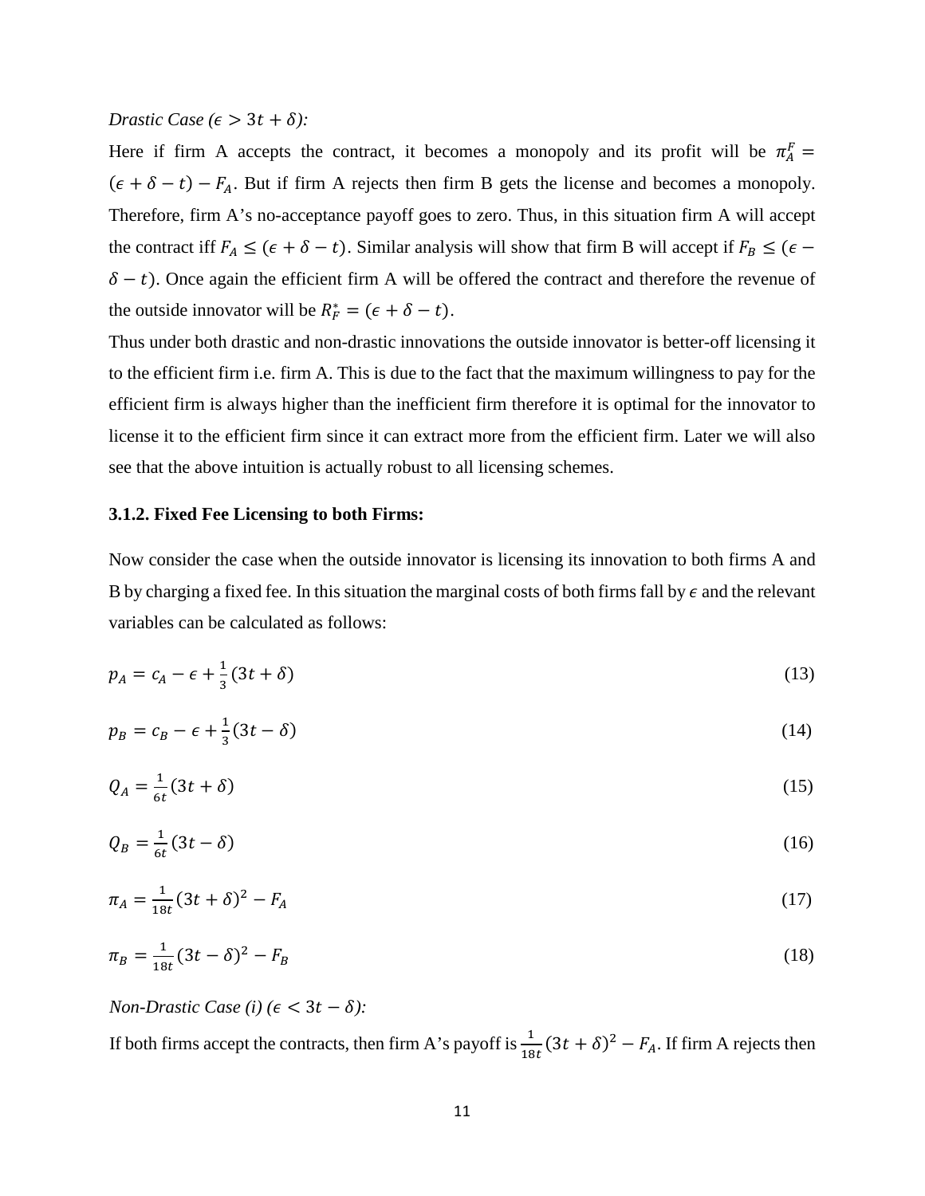*Drastic Case ($\epsilon > 3t + \delta$):*

Here if firm A accepts the contract, it becomes a monopoly and its profit will be $\pi_A^F = (\epsilon + \delta - t) - F_A$. But if firm A rejects then firm B gets the license and becomes a monopoly. Therefore, firm A's no-acceptance payoff goes to zero. Thus, in this situation firm A will accept the contract iff $F_A \leq (\epsilon + \delta - t)$. Similar analysis will show that firm B will accept if $F_B \leq (\epsilon - \delta - t)$. Once again the efficient firm A will be offered the contract and therefore the revenue of the outside innovator will be $R_F^* = (\epsilon + \delta - t)$.

Thus under both drastic and non-drastic innovations the outside innovator is better-off licensing it to the efficient firm i.e. firm A. This is due to the fact that the maximum willingness to pay for the efficient firm is always higher than the inefficient firm therefore it is optimal for the innovator to license it to the efficient firm since it can extract more from the efficient firm. Later we will also see that the above intuition is actually robust to all licensing schemes.

### 3.1.2. Fixed Fee Licensing to both Firms:

Now consider the case when the outside innovator is licensing its innovation to both firms A and B by charging a fixed fee. In this situation the marginal costs of both firms fall by $\epsilon$ and the relevant variables can be calculated as follows:

$$p_A = c_A - \epsilon + \frac{1}{3}(3t + \delta) \tag{13}$$

$$p_B = c_B - \epsilon + \frac{1}{3}(3t - \delta) \tag{14}$$

$$Q_A = \frac{1}{6t}(3t + \delta) \tag{15}$$

$$Q_B = \frac{1}{6t}(3t - \delta) \tag{16}$$

$$\pi_A = \frac{1}{18t}(3t + \delta)^2 - F_A \tag{17}$$

$$\pi_B = \frac{1}{18t}(3t - \delta)^2 - F_B \tag{18}$$

*Non-Drastic Case (i) ($\epsilon < 3t - \delta$):*

If both firms accept the contracts, then firm A's payoff is $\frac{1}{18t}(3t + \delta)^2 - F_A$. If firm A rejects then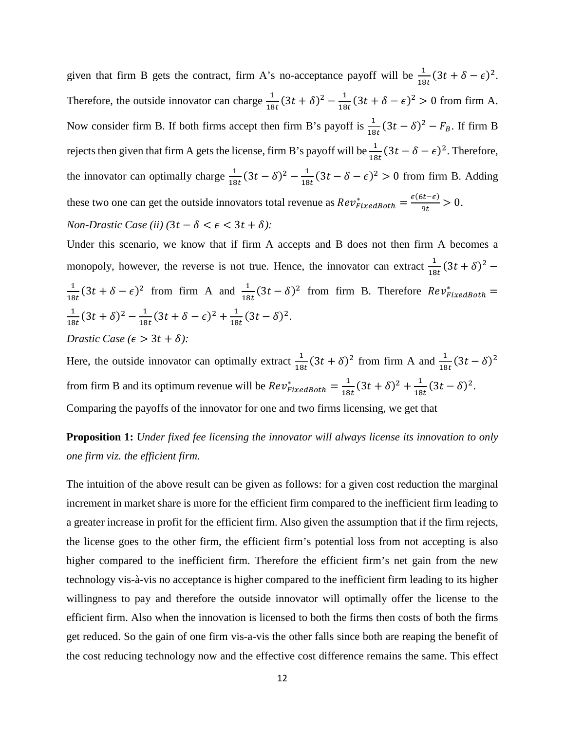given that firm B gets the contract, firm A's no-acceptance payoff will be $\frac{1}{18t}(3t+\delta-\epsilon)^2$. Therefore, the outside innovator can charge $\frac{1}{18t}(3t+\delta)^2 - \frac{1}{18t}(3t+\delta-\epsilon)^2 > 0$ from firm A. Now consider firm B. If both firms accept then firm B's payoff is $\frac{1}{18t}(3t-\delta)^2 - F_B$. If firm B rejects then given that firm A gets the license, firm B's payoff will be $\frac{1}{18t}(3t-\delta-\epsilon)^2$. Therefore, the innovator can optimally charge $\frac{1}{18t}(3t-\delta)^2 - \frac{1}{18t}(3t-\delta-\epsilon)^2 > 0$ from firm B. Adding these two one can get the outside innovators total revenue as $Rev^*_{FixedBoth} = \frac{\epsilon(6t-\epsilon)}{9t} > 0$.

*Non-Drastic Case (ii) ($3t-\delta < \epsilon < 3t+\delta$):*

Under this scenario, we know that if firm A accepts and B does not then firm A becomes a monopoly, however, the reverse is not true. Hence, the innovator can extract $\frac{1}{18t}(3t+\delta)^2 - \frac{1}{18t}(3t+\delta-\epsilon)^2$ from firm A and $\frac{1}{18t}(3t-\delta)^2$ from firm B. Therefore $Rev^*_{FixedBoth} = \frac{1}{18t}(3t+\delta)^2 - \frac{1}{18t}(3t+\delta-\epsilon)^2 + \frac{1}{18t}(3t-\delta)^2$.

*Drastic Case ($\epsilon > 3t+\delta$):*

Here, the outside innovator can optimally extract $\frac{1}{18t}(3t+\delta)^2$ from firm A and $\frac{1}{18t}(3t-\delta)^2$ from firm B and its optimum revenue will be $Rev^*_{FixedBoth} = \frac{1}{18t}(3t+\delta)^2 + \frac{1}{18t}(3t-\delta)^2$.

Comparing the payoffs of the innovator for one and two firms licensing, we get that

**Proposition 1:** *Under fixed fee licensing the innovator will always license its innovation to only one firm viz. the efficient firm.*

The intuition of the above result can be given as follows: for a given cost reduction the marginal increment in market share is more for the efficient firm compared to the inefficient firm leading to a greater increase in profit for the efficient firm. Also given the assumption that if the firm rejects, the license goes to the other firm, the efficient firm's potential loss from not accepting is also higher compared to the inefficient firm. Therefore the efficient firm's net gain from the new technology vis-à-vis no acceptance is higher compared to the inefficient firm leading to its higher willingness to pay and therefore the outside innovator will optimally offer the license to the efficient firm. Also when the innovation is licensed to both the firms then costs of both the firms get reduced. So the gain of one firm vis-a-vis the other falls since both are reaping the benefit of the cost reducing technology now and the effective cost difference remains the same. This effect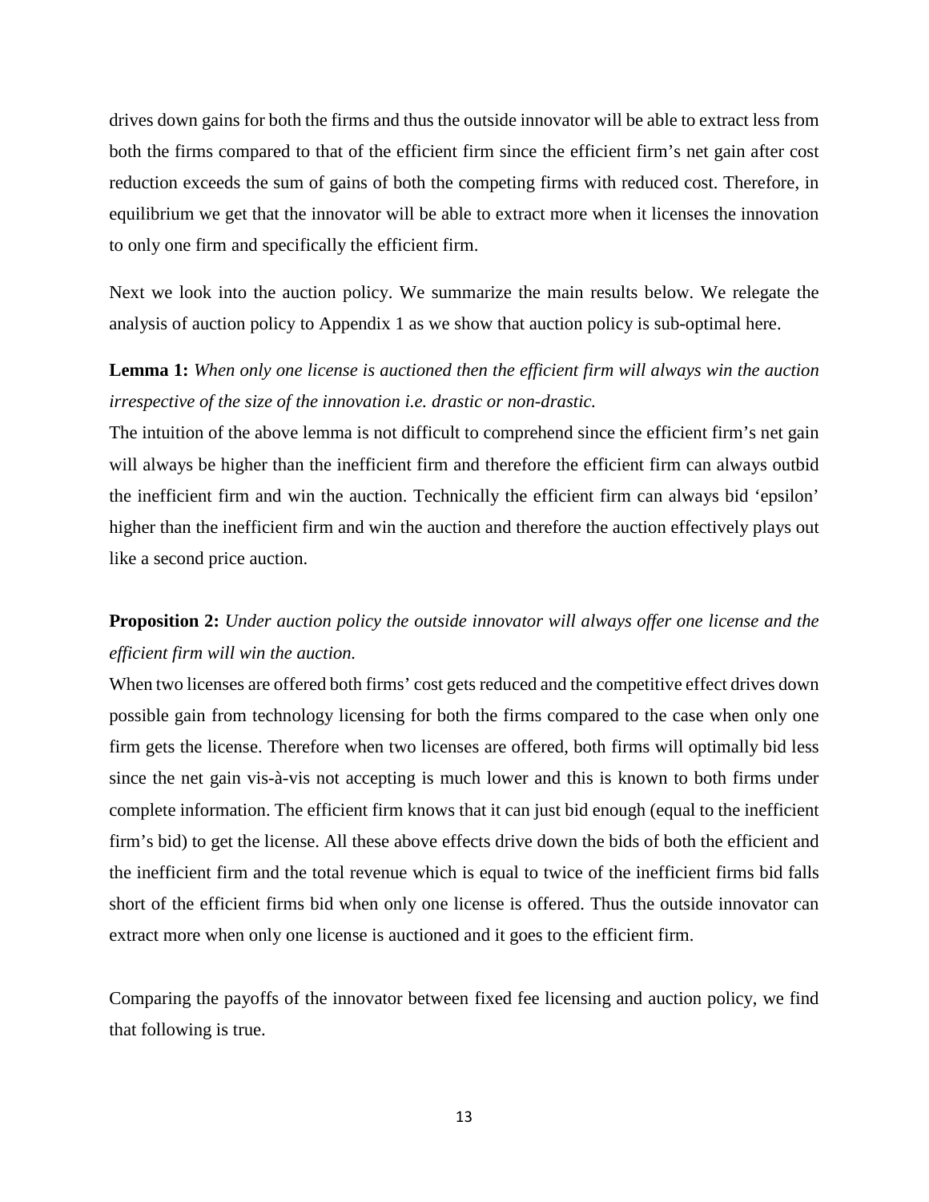drives down gains for both the firms and thus the outside innovator will be able to extract less from both the firms compared to that of the efficient firm since the efficient firm's net gain after cost reduction exceeds the sum of gains of both the competing firms with reduced cost. Therefore, in equilibrium we get that the innovator will be able to extract more when it licenses the innovation to only one firm and specifically the efficient firm.

Next we look into the auction policy. We summarize the main results below. We relegate the analysis of auction policy to Appendix 1 as we show that auction policy is sub-optimal here.

**Lemma 1:** *When only one license is auctioned then the efficient firm will always win the auction irrespective of the size of the innovation i.e. drastic or non-drastic.*

The intuition of the above lemma is not difficult to comprehend since the efficient firm's net gain will always be higher than the inefficient firm and therefore the efficient firm can always outbid the inefficient firm and win the auction. Technically the efficient firm can always bid 'epsilon' higher than the inefficient firm and win the auction and therefore the auction effectively plays out like a second price auction.

**Proposition 2:** *Under auction policy the outside innovator will always offer one license and the efficient firm will win the auction.*

When two licenses are offered both firms' cost gets reduced and the competitive effect drives down possible gain from technology licensing for both the firms compared to the case when only one firm gets the license. Therefore when two licenses are offered, both firms will optimally bid less since the net gain vis-à-vis not accepting is much lower and this is known to both firms under complete information. The efficient firm knows that it can just bid enough (equal to the inefficient firm's bid) to get the license. All these above effects drive down the bids of both the efficient and the inefficient firm and the total revenue which is equal to twice of the inefficient firms bid falls short of the efficient firms bid when only one license is offered. Thus the outside innovator can extract more when only one license is auctioned and it goes to the efficient firm.

Comparing the payoffs of the innovator between fixed fee licensing and auction policy, we find that following is true.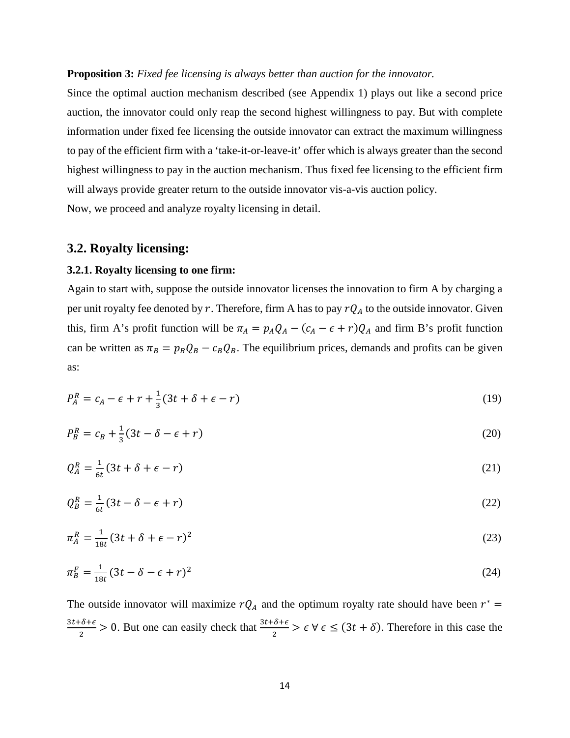**Proposition 3:** *Fixed fee licensing is always better than auction for the innovator.*

Since the optimal auction mechanism described (see Appendix 1) plays out like a second price auction, the innovator could only reap the second highest willingness to pay. But with complete information under fixed fee licensing the outside innovator can extract the maximum willingness to pay of the efficient firm with a 'take-it-or-leave-it' offer which is always greater than the second highest willingness to pay in the auction mechanism. Thus fixed fee licensing to the efficient firm will always provide greater return to the outside innovator vis-a-vis auction policy.

Now, we proceed and analyze royalty licensing in detail.

## 3.2. Royalty licensing:

### 3.2.1. Royalty licensing to one firm:

Again to start with, suppose the outside innovator licenses the innovation to firm A by charging a per unit royalty fee denoted by $r$. Therefore, firm A has to pay $rQ_A$ to the outside innovator. Given this, firm A's profit function will be $\pi_A = p_A Q_A - (c_A - \epsilon + r)Q_A$ and firm B's profit function can be written as $\pi_B = p_B Q_B - c_B Q_B$. The equilibrium prices, demands and profits can be given as:

$$P_A^R = c_A - \epsilon + r + \frac{1}{3}(3t + \delta + \epsilon - r) \tag{19}$$

$$P_B^R = c_B + \frac{1}{3}(3t - \delta - \epsilon + r) \tag{20}$$

$$Q_A^R = \frac{1}{6t}(3t + \delta + \epsilon - r) \tag{21}$$

$$Q_B^R = \frac{1}{6t}(3t - \delta - \epsilon + r) \tag{22}$$

$$\pi_A^R = \frac{1}{18t}(3t + \delta + \epsilon - r)^2 \tag{23}$$

$$\pi_B^F = \frac{1}{18t}(3t - \delta - \epsilon + r)^2 \tag{24}$$

The outside innovator will maximize $rQ_A$ and the optimum royalty rate should have been $r^* = \frac{3t+\delta+\epsilon}{2} > 0$. But one can easily check that $\frac{3t+\delta+\epsilon}{2} > \epsilon \; \forall \; \epsilon \leq (3t + \delta)$. Therefore in this case the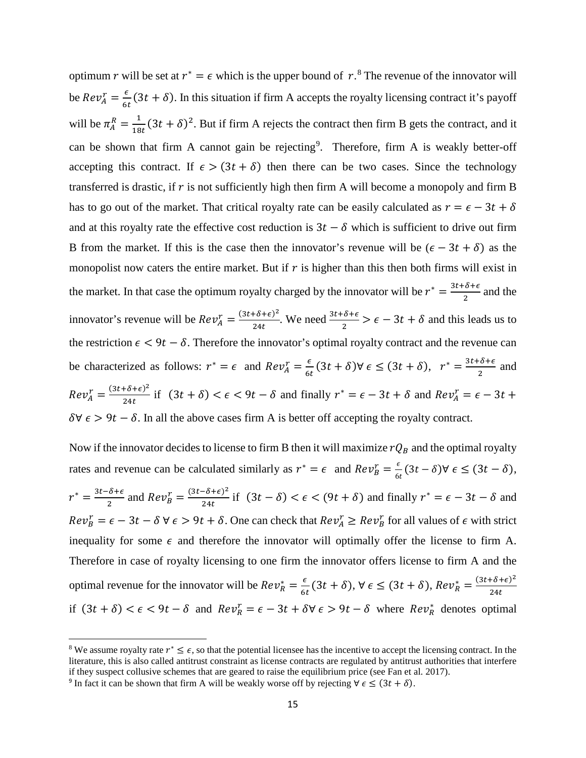optimum $r$ will be set at $r^* = \epsilon$ which is the upper bound of $r$.[8] The revenue of the innovator will be $Rev_A^r = \frac{\epsilon}{6t}(3t + \delta)$. In this situation if firm A accepts the royalty licensing contract it's payoff will be $\pi_A^R = \frac{1}{18t}(3t + \delta)^2$. But if firm A rejects the contract then firm B gets the contract, and it can be shown that firm A cannot gain be rejecting[9]. Therefore, firm A is weakly better-off accepting this contract. If $\epsilon > (3t + \delta)$ then there can be two cases. Since the technology transferred is drastic, if $r$ is not sufficiently high then firm A will become a monopoly and firm B has to go out of the market. That critical royalty rate can be easily calculated as $r = \epsilon - 3t + \delta$ and at this royalty rate the effective cost reduction is $3t - \delta$ which is sufficient to drive out firm B from the market. If this is the case then the innovator's revenue will be $(\epsilon - 3t + \delta)$ as the monopolist now caters the entire market. But if $r$ is higher than this then both firms will exist in the market. In that case the optimum royalty charged by the innovator will be $r^* = \frac{3t+\delta+\epsilon}{2}$ and the innovator's revenue will be $Rev_A^r = \frac{(3t+\delta+\epsilon)^2}{24t}$. We need $\frac{3t+\delta+\epsilon}{2} > \epsilon - 3t + \delta$ and this leads us to the restriction $\epsilon < 9t - \delta$. Therefore the innovator's optimal royalty contract and the revenue can be characterized as follows: $r^* = \epsilon$ and $Rev_A^r = \frac{\epsilon}{6t}(3t + \delta) \forall \, \epsilon \leq (3t + \delta)$, $r^* = \frac{3t+\delta+\epsilon}{2}$ and $Rev_A^r = \frac{(3t+\delta+\epsilon)^2}{24t}$ if $(3t + \delta) < \epsilon < 9t - \delta$ and finally $r^* = \epsilon - 3t + \delta$ and $Rev_A^r = \epsilon - 3t + \delta \forall \, \epsilon > 9t - \delta$. In all the above cases firm A is better off accepting the royalty contract.

Now if the innovator decides to license to firm B then it will maximize $rQ_B$ and the optimal royalty rates and revenue can be calculated similarly as $r^* = \epsilon$ and $Rev_B^r = \frac{\epsilon}{6t}(3t - \delta) \forall \, \epsilon \leq (3t - \delta)$, $r^* = \frac{3t-\delta+\epsilon}{2}$ and $Rev_B^r = \frac{(3t-\delta+\epsilon)^2}{24t}$ if $(3t - \delta) < \epsilon < (9t + \delta)$ and finally $r^* = \epsilon - 3t - \delta$ and $Rev_B^r = \epsilon - 3t - \delta \; \forall \, \epsilon > 9t + \delta$. One can check that $Rev_A^r \geq Rev_B^r$ for all values of $\epsilon$ with strict inequality for some $\epsilon$ and therefore the innovator will optimally offer the license to firm A. Therefore in case of royalty licensing to one firm the innovator offers license to firm A and the optimal revenue for the innovator will be $Rev_R^* = \frac{\epsilon}{6t}(3t + \delta)$, $\forall \, \epsilon \leq (3t + \delta)$, $Rev_R^* = \frac{(3t+\delta+\epsilon)^2}{24t}$ if $(3t + \delta) < \epsilon < 9t - \delta$ and $Rev_R^r = \epsilon - 3t + \delta \forall \, \epsilon > 9t - \delta$ where $Rev_R^*$ denotes optimal

[8] We assume royalty rate $r^* \leq \epsilon$, so that the potential licensee has the incentive to accept the licensing contract. In the literature, this is also called antitrust constraint as license contracts are regulated by antitrust authorities that interfere if they suspect collusive schemes that are geared to raise the equilibrium price (see Fan et al. 2017).

[9] In fact it can be shown that firm A will be weakly worse off by rejecting $\forall \, \epsilon \leq (3t + \delta)$.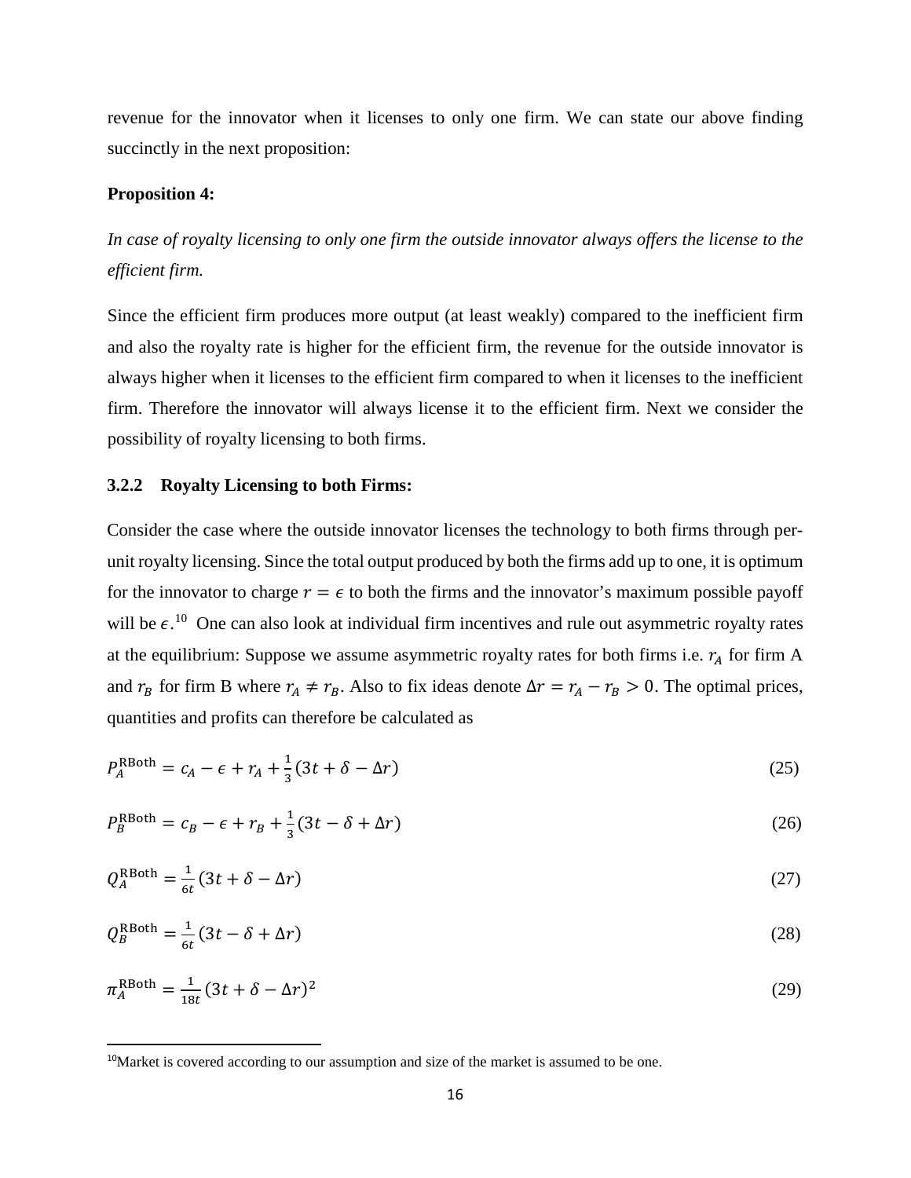revenue for the innovator when it licenses to only one firm. We can state our above finding succinctly in the next proposition:

**Proposition 4:**

*In case of royalty licensing to only one firm the outside innovator always offers the license to the efficient firm.*

Since the efficient firm produces more output (at least weakly) compared to the inefficient firm and also the royalty rate is higher for the efficient firm, the revenue for the outside innovator is always higher when it licenses to the efficient firm compared to when it licenses to the inefficient firm. Therefore the innovator will always license it to the efficient firm. Next we consider the possibility of royalty licensing to both firms.

### 3.2.2 Royalty Licensing to both Firms:

Consider the case where the outside innovator licenses the technology to both firms through per-unit royalty licensing. Since the total output produced by both the firms add up to one, it is optimum for the innovator to charge $r = \epsilon$ to both the firms and the innovator's maximum possible payoff will be $\epsilon$.[10] One can also look at individual firm incentives and rule out asymmetric royalty rates at the equilibrium: Suppose we assume asymmetric royalty rates for both firms i.e. $r_A$ for firm A and $r_B$ for firm B where $r_A \neq r_B$. Also to fix ideas denote $\Delta r = r_A - r_B > 0$. The optimal prices, quantities and profits can therefore be calculated as

$$P_A^{\text{RBoth}} = c_A - \epsilon + r_A + \frac{1}{3}(3t + \delta - \Delta r) \tag{25}$$

$$P_B^{\text{RBoth}} = c_B - \epsilon + r_B + \frac{1}{3}(3t - \delta + \Delta r) \tag{26}$$

$$Q_A^{\text{RBoth}} = \frac{1}{6t}(3t + \delta - \Delta r) \tag{27}$$

$$Q_B^{\text{RBoth}} = \frac{1}{6t}(3t - \delta + \Delta r) \tag{28}$$

$$\pi_A^{\text{RBoth}} = \frac{1}{18t}(3t + \delta - \Delta r)^2 \tag{29}$$

[10] Market is covered according to our assumption and size of the market is assumed to be one.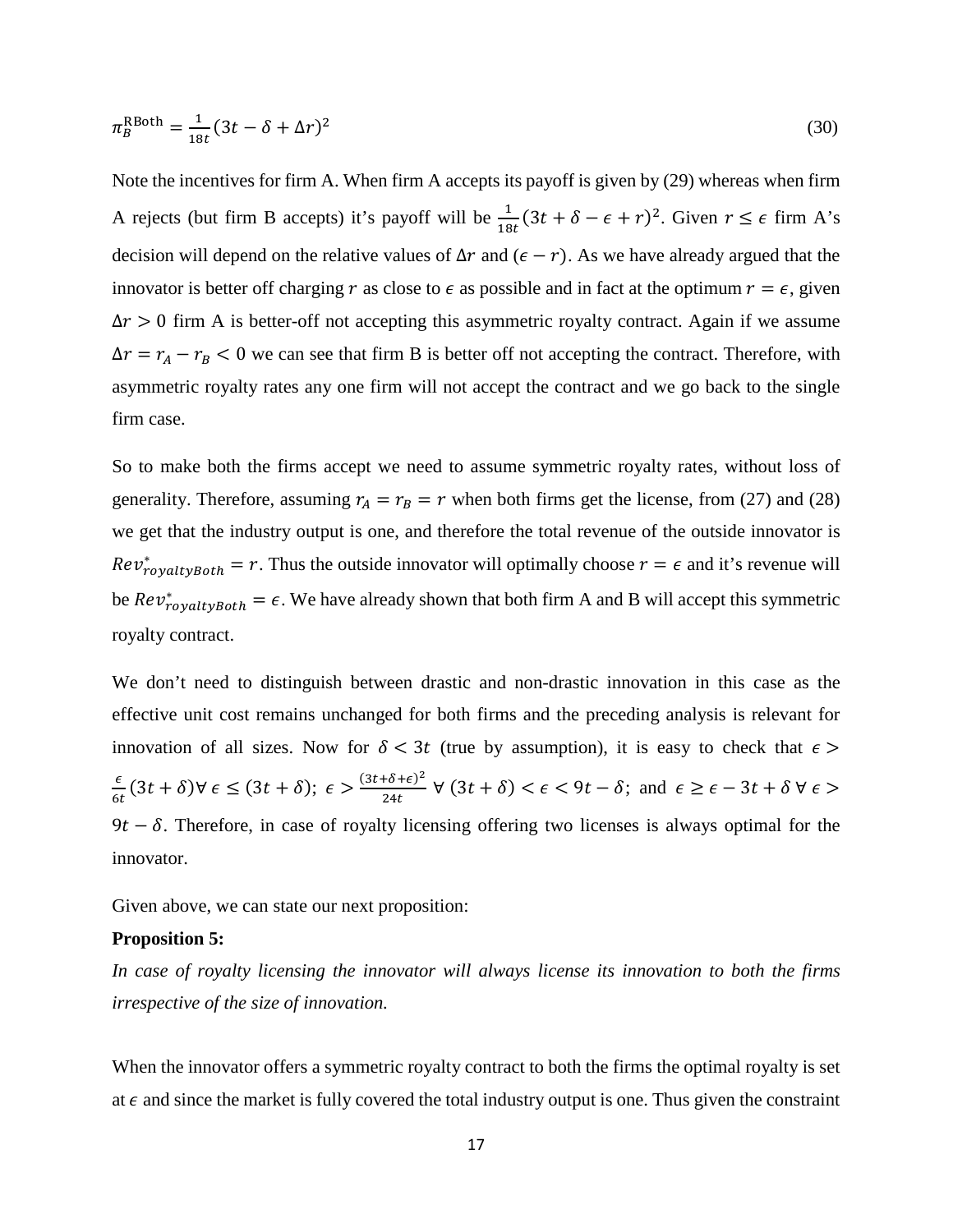$$\pi_B^{\text{RBoth}} = \frac{1}{18t}(3t - \delta + \Delta r)^2 \tag{30}$$

Note the incentives for firm A. When firm A accepts its payoff is given by (29) whereas when firm A rejects (but firm B accepts) it's payoff will be $\frac{1}{18t}(3t + \delta - \epsilon + r)^2$. Given $r \leq \epsilon$ firm A's decision will depend on the relative values of $\Delta r$ and $(\epsilon - r)$. As we have already argued that the innovator is better off charging $r$ as close to $\epsilon$ as possible and in fact at the optimum $r = \epsilon$, given $\Delta r > 0$ firm A is better-off not accepting this asymmetric royalty contract. Again if we assume $\Delta r = r_A - r_B < 0$ we can see that firm B is better off not accepting the contract. Therefore, with asymmetric royalty rates any one firm will not accept the contract and we go back to the single firm case.

So to make both the firms accept we need to assume symmetric royalty rates, without loss of generality. Therefore, assuming $r_A = r_B = r$ when both firms get the license, from (27) and (28) we get that the industry output is one, and therefore the total revenue of the outside innovator is $Rev^*_{royaltyBoth} = r$. Thus the outside innovator will optimally choose $r = \epsilon$ and it's revenue will be $Rev^*_{royaltyBoth} = \epsilon$. We have already shown that both firm A and B will accept this symmetric royalty contract.

We don't need to distinguish between drastic and non-drastic innovation in this case as the effective unit cost remains unchanged for both firms and the preceding analysis is relevant for innovation of all sizes. Now for $\delta < 3t$ (true by assumption), it is easy to check that $\epsilon > \frac{\epsilon}{6t}(3t + \delta) \forall \epsilon \leq (3t + \delta)$; $\epsilon > \frac{(3t+\delta+\epsilon)^2}{24t} \ \forall \ (3t + \delta) < \epsilon < 9t - \delta$; and $\epsilon \geq \epsilon - 3t + \delta \ \forall \ \epsilon > 9t - \delta$. Therefore, in case of royalty licensing offering two licenses is always optimal for the innovator.

Given above, we can state our next proposition:

**Proposition 5:**

*In case of royalty licensing the innovator will always license its innovation to both the firms irrespective of the size of innovation.*

When the innovator offers a symmetric royalty contract to both the firms the optimal royalty is set at $\epsilon$ and since the market is fully covered the total industry output is one. Thus given the constraint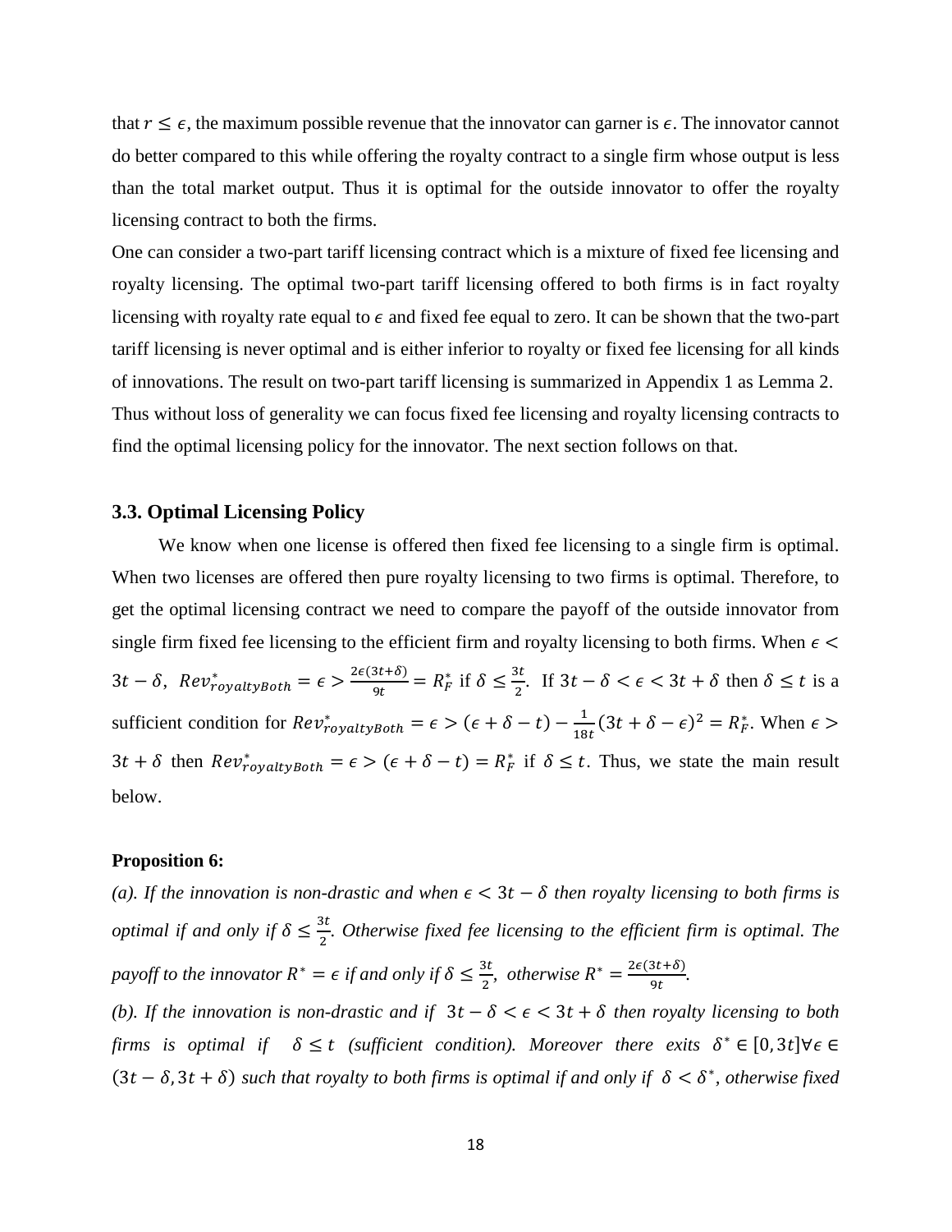that $r \leq \epsilon$, the maximum possible revenue that the innovator can garner is $\epsilon$. The innovator cannot do better compared to this while offering the royalty contract to a single firm whose output is less than the total market output. Thus it is optimal for the outside innovator to offer the royalty licensing contract to both the firms.

One can consider a two-part tariff licensing contract which is a mixture of fixed fee licensing and royalty licensing. The optimal two-part tariff licensing offered to both firms is in fact royalty licensing with royalty rate equal to $\epsilon$ and fixed fee equal to zero. It can be shown that the two-part tariff licensing is never optimal and is either inferior to royalty or fixed fee licensing for all kinds of innovations. The result on two-part tariff licensing is summarized in Appendix 1 as Lemma 2.

Thus without loss of generality we can focus fixed fee licensing and royalty licensing contracts to find the optimal licensing policy for the innovator. The next section follows on that.

### 3.3. Optimal Licensing Policy

We know when one license is offered then fixed fee licensing to a single firm is optimal. When two licenses are offered then pure royalty licensing to two firms is optimal. Therefore, to get the optimal licensing contract we need to compare the payoff of the outside innovator from single firm fixed fee licensing to the efficient firm and royalty licensing to both firms. When $\epsilon < 3t - \delta$, $Rev^{*}_{royaltyBoth} = \epsilon > \frac{2\epsilon(3t+\delta)}{9t} = R^{*}_{F}$ if $\delta \leq \frac{3t}{2}$. If $3t - \delta < \epsilon < 3t + \delta$ then $\delta \leq t$ is a sufficient condition for $Rev^{*}_{royaltyBoth} = \epsilon > (\epsilon + \delta - t) - \frac{1}{18t}(3t + \delta - \epsilon)^2 = R^{*}_{F}$. When $\epsilon > 3t + \delta$ then $Rev^{*}_{royaltyBoth} = \epsilon > (\epsilon + \delta - t) = R^{*}_{F}$ if $\delta \leq t$. Thus, we state the main result below.

**Proposition 6:**

*(a). If the innovation is non-drastic and when $\epsilon < 3t - \delta$ then royalty licensing to both firms is optimal if and only if $\delta \leq \frac{3t}{2}$. Otherwise fixed fee licensing to the efficient firm is optimal. The payoff to the innovator $R^{*} = \epsilon$ if and only if $\delta \leq \frac{3t}{2}$, otherwise $R^{*} = \frac{2\epsilon(3t+\delta)}{9t}$.*

*(b). If the innovation is non-drastic and if $3t - \delta < \epsilon < 3t + \delta$ then royalty licensing to both firms is optimal if $\delta \leq t$ (sufficient condition). Moreover there exits $\delta^{*} \in [0, 3t] \forall \epsilon \in (3t - \delta, 3t + \delta)$ such that royalty to both firms is optimal if and only if $\delta < \delta^{*}$, otherwise fixed*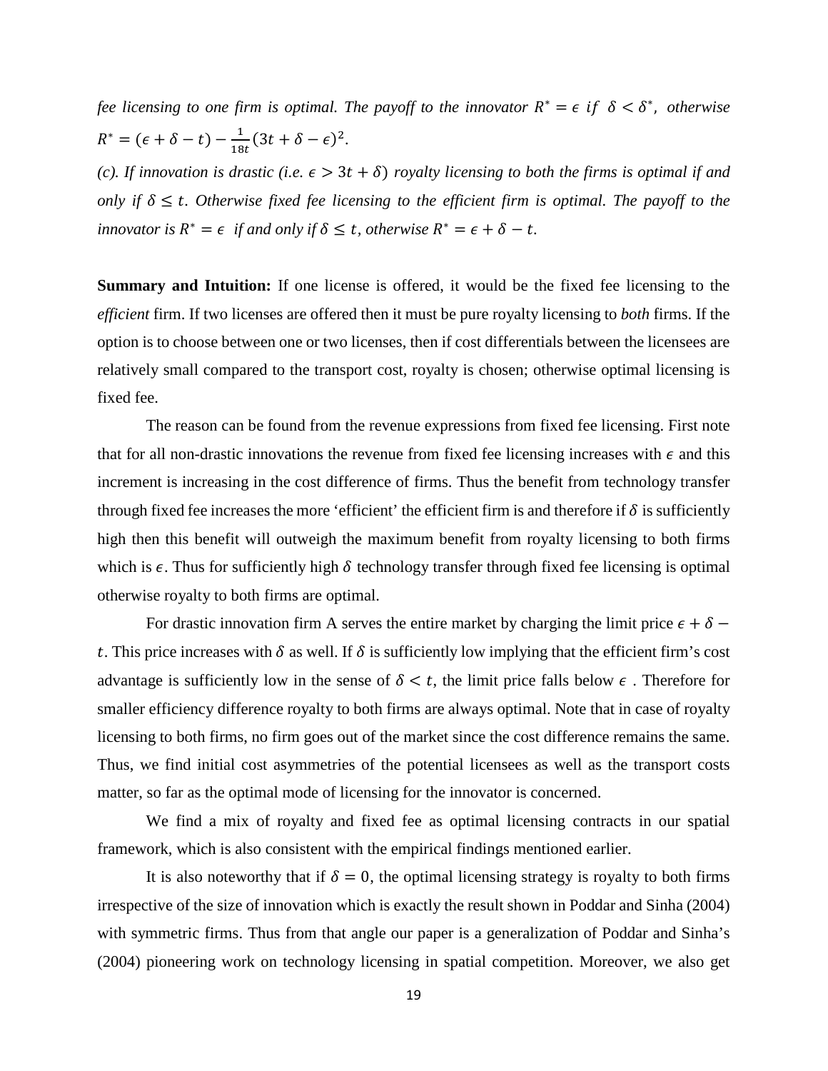*fee licensing to one firm is optimal. The payoff to the innovator $R^* = \epsilon$ if $\delta < \delta^*$, otherwise $R^* = (\epsilon + \delta - t) - \frac{1}{18t}(3t + \delta - \epsilon)^2$.*

*(c). If innovation is drastic (i.e. $\epsilon > 3t + \delta$) royalty licensing to both the firms is optimal if and only if $\delta \leq t$. Otherwise fixed fee licensing to the efficient firm is optimal. The payoff to the innovator is $R^* = \epsilon$ if and only if $\delta \leq t$, otherwise $R^* = \epsilon + \delta - t$.*

**Summary and Intuition:** If one license is offered, it would be the fixed fee licensing to the *efficient* firm. If two licenses are offered then it must be pure royalty licensing to *both* firms. If the option is to choose between one or two licenses, then if cost differentials between the licensees are relatively small compared to the transport cost, royalty is chosen; otherwise optimal licensing is fixed fee.

The reason can be found from the revenue expressions from fixed fee licensing. First note that for all non-drastic innovations the revenue from fixed fee licensing increases with $\epsilon$ and this increment is increasing in the cost difference of firms. Thus the benefit from technology transfer through fixed fee increases the more 'efficient' the efficient firm is and therefore if $\delta$ is sufficiently high then this benefit will outweigh the maximum benefit from royalty licensing to both firms which is $\epsilon$. Thus for sufficiently high $\delta$ technology transfer through fixed fee licensing is optimal otherwise royalty to both firms are optimal.

For drastic innovation firm A serves the entire market by charging the limit price $\epsilon + \delta - t$. This price increases with $\delta$ as well. If $\delta$ is sufficiently low implying that the efficient firm's cost advantage is sufficiently low in the sense of $\delta < t$, the limit price falls below $\epsilon$ . Therefore for smaller efficiency difference royalty to both firms are always optimal. Note that in case of royalty licensing to both firms, no firm goes out of the market since the cost difference remains the same. Thus, we find initial cost asymmetries of the potential licensees as well as the transport costs matter, so far as the optimal mode of licensing for the innovator is concerned.

We find a mix of royalty and fixed fee as optimal licensing contracts in our spatial framework, which is also consistent with the empirical findings mentioned earlier.

It is also noteworthy that if $\delta = 0$, the optimal licensing strategy is royalty to both firms irrespective of the size of innovation which is exactly the result shown in Poddar and Sinha (2004) with symmetric firms. Thus from that angle our paper is a generalization of Poddar and Sinha's (2004) pioneering work on technology licensing in spatial competition. Moreover, we also get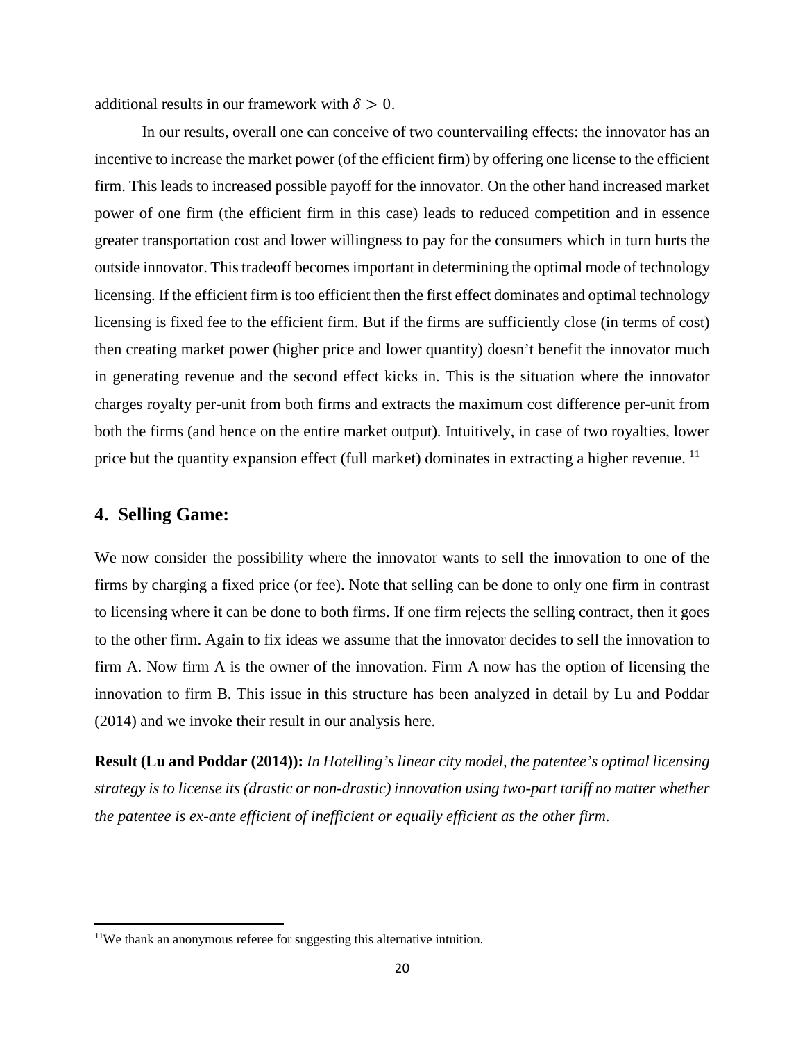additional results in our framework with $\delta > 0$.

In our results, overall one can conceive of two countervailing effects: the innovator has an incentive to increase the market power (of the efficient firm) by offering one license to the efficient firm. This leads to increased possible payoff for the innovator. On the other hand increased market power of one firm (the efficient firm in this case) leads to reduced competition and in essence greater transportation cost and lower willingness to pay for the consumers which in turn hurts the outside innovator. This tradeoff becomes important in determining the optimal mode of technology licensing. If the efficient firm is too efficient then the first effect dominates and optimal technology licensing is fixed fee to the efficient firm. But if the firms are sufficiently close (in terms of cost) then creating market power (higher price and lower quantity) doesn't benefit the innovator much in generating revenue and the second effect kicks in. This is the situation where the innovator charges royalty per-unit from both firms and extracts the maximum cost difference per-unit from both the firms (and hence on the entire market output). Intuitively, in case of two royalties, lower price but the quantity expansion effect (full market) dominates in extracting a higher revenue. [11]

## 4. Selling Game:

We now consider the possibility where the innovator wants to sell the innovation to one of the firms by charging a fixed price (or fee). Note that selling can be done to only one firm in contrast to licensing where it can be done to both firms. If one firm rejects the selling contract, then it goes to the other firm. Again to fix ideas we assume that the innovator decides to sell the innovation to firm A. Now firm A is the owner of the innovation. Firm A now has the option of licensing the innovation to firm B. This issue in this structure has been analyzed in detail by Lu and Poddar (2014) and we invoke their result in our analysis here.

**Result (Lu and Poddar (2014)):** *In Hotelling's linear city model, the patentee's optimal licensing strategy is to license its (drastic or non-drastic) innovation using two-part tariff no matter whether the patentee is ex-ante efficient of inefficient or equally efficient as the other firm.*

---

[11] We thank an anonymous referee for suggesting this alternative intuition.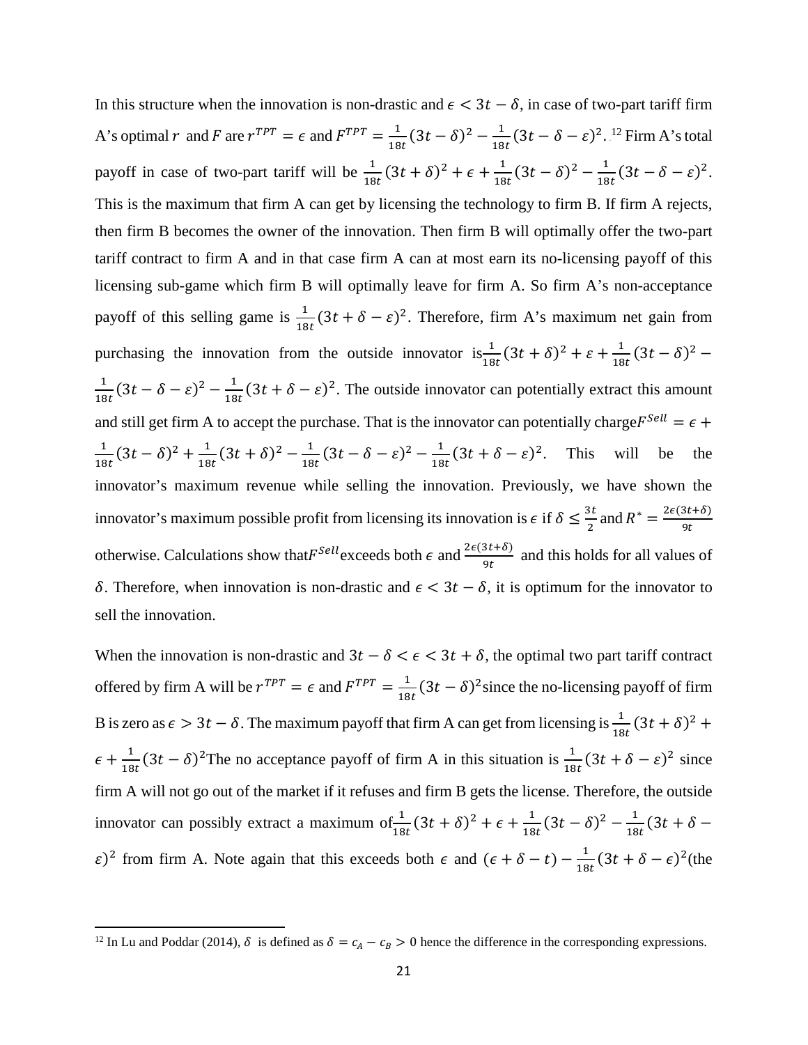In this structure when the innovation is non-drastic and $\epsilon < 3t - \delta$, in case of two-part tariff firm A's optimal $r$ and $F$ are $r^{TPT} = \epsilon$ and $F^{TPT} = \frac{1}{18t}(3t-\delta)^2 - \frac{1}{18t}(3t - \delta - \varepsilon)^2$.[12] Firm A's total payoff in case of two-part tariff will be $\frac{1}{18t}(3t+\delta)^2 + \epsilon + \frac{1}{18t}(3t-\delta)^2 - \frac{1}{18t}(3t-\delta-\varepsilon)^2$. This is the maximum that firm A can get by licensing the technology to firm B. If firm A rejects, then firm B becomes the owner of the innovation. Then firm B will optimally offer the two-part tariff contract to firm A and in that case firm A can at most earn its no-licensing payoff of this licensing sub-game which firm B will optimally leave for firm A. So firm A's non-acceptance payoff of this selling game is $\frac{1}{18t}(3t+\delta-\varepsilon)^2$. Therefore, firm A's maximum net gain from purchasing the innovation from the outside innovator is $\frac{1}{18t}(3t+\delta)^2 + \varepsilon + \frac{1}{18t}(3t-\delta)^2 - \frac{1}{18t}(3t-\delta-\varepsilon)^2 - \frac{1}{18t}(3t+\delta-\varepsilon)^2$. The outside innovator can potentially extract this amount and still get firm A to accept the purchase. That is the innovator can potentially charge $F^{Sell} = \epsilon + \frac{1}{18t}(3t-\delta)^2 + \frac{1}{18t}(3t+\delta)^2 - \frac{1}{18t}(3t-\delta-\varepsilon)^2 - \frac{1}{18t}(3t+\delta-\varepsilon)^2$. This will be the innovator's maximum revenue while selling the innovation. Previously, we have shown the innovator's maximum possible profit from licensing its innovation is $\epsilon$ if $\delta \le \frac{3t}{2}$ and $R^* = \frac{2\epsilon(3t+\delta)}{9t}$ otherwise. Calculations show that $F^{Sell}$ exceeds both $\epsilon$ and $\frac{2\epsilon(3t+\delta)}{9t}$ and this holds for all values of $\delta$. Therefore, when innovation is non-drastic and $\epsilon < 3t - \delta$, it is optimum for the innovator to sell the innovation.

When the innovation is non-drastic and $3t - \delta < \epsilon < 3t + \delta$, the optimal two part tariff contract offered by firm A will be $r^{TPT} = \epsilon$ and $F^{TPT} = \frac{1}{18t}(3t-\delta)^2$ since the no-licensing payoff of firm B is zero as $\epsilon > 3t - \delta$. The maximum payoff that firm A can get from licensing is $\frac{1}{18t}(3t+\delta)^2 + \epsilon + \frac{1}{18t}(3t-\delta)^2$ The no acceptance payoff of firm A in this situation is $\frac{1}{18t}(3t+\delta-\varepsilon)^2$ since firm A will not go out of the market if it refuses and firm B gets the license. Therefore, the outside innovator can possibly extract a maximum of $\frac{1}{18t}(3t+\delta)^2 + \epsilon + \frac{1}{18t}(3t-\delta)^2 - \frac{1}{18t}(3t+\delta-\varepsilon)^2$ from firm A. Note again that this exceeds both $\epsilon$ and $(\epsilon + \delta - t) - \frac{1}{18t}(3t+\delta-\epsilon)^2$(the

[12] In Lu and Poddar (2014), $\delta$ is defined as $\delta = c_A - c_B > 0$ hence the difference in the corresponding expressions.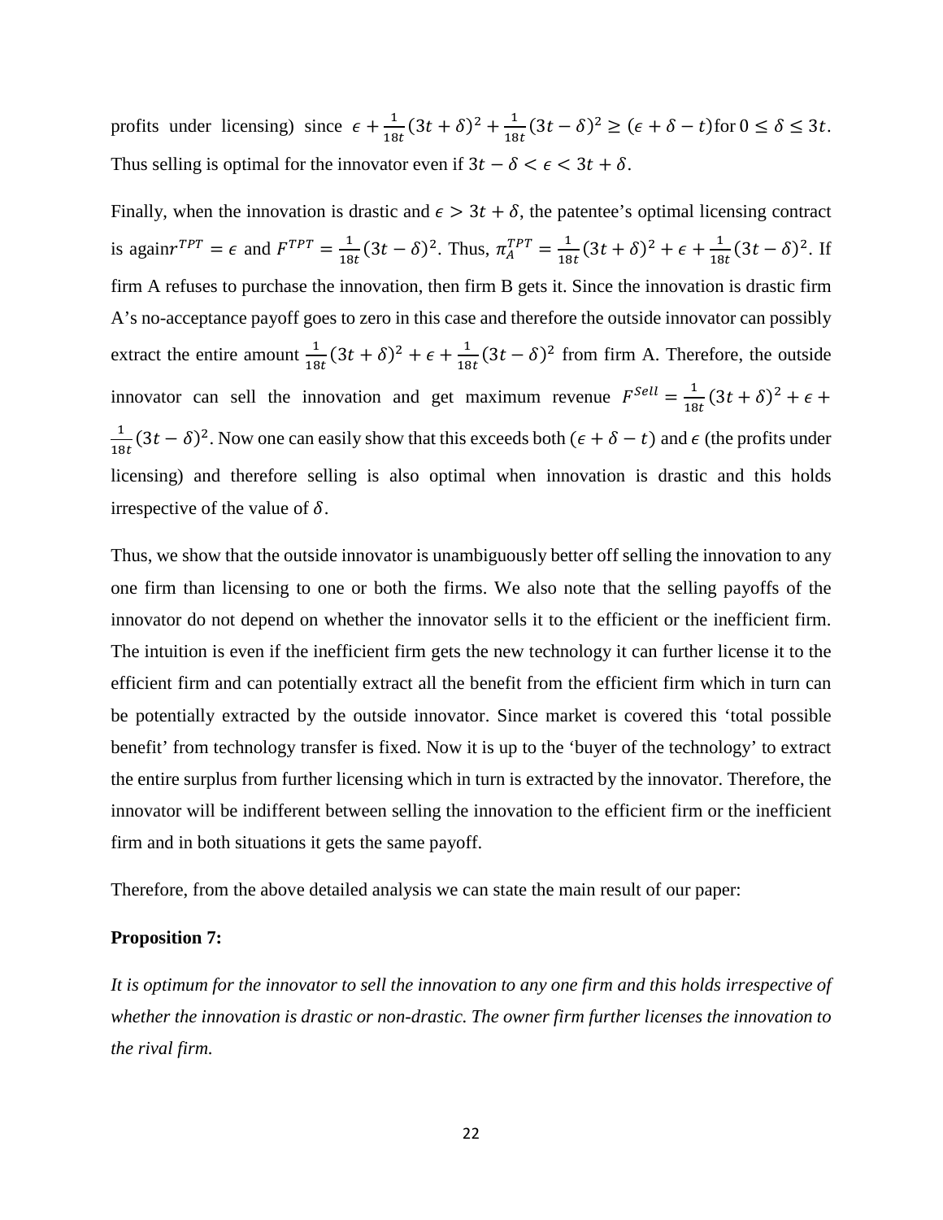profits under licensing) since $\epsilon + \frac{1}{18t}(3t+\delta)^2 + \frac{1}{18t}(3t-\delta)^2 \geq (\epsilon + \delta - t)$ for $0 \leq \delta \leq 3t$. Thus selling is optimal for the innovator even if $3t - \delta < \epsilon < 3t + \delta$.

Finally, when the innovation is drastic and $\epsilon > 3t + \delta$, the patentee's optimal licensing contract is again $r^{TPT} = \epsilon$ and $F^{TPT} = \frac{1}{18t}(3t-\delta)^2$. Thus, $\pi_A^{TPT} = \frac{1}{18t}(3t+\delta)^2 + \epsilon + \frac{1}{18t}(3t-\delta)^2$. If firm A refuses to purchase the innovation, then firm B gets it. Since the innovation is drastic firm A's no-acceptance payoff goes to zero in this case and therefore the outside innovator can possibly extract the entire amount $\frac{1}{18t}(3t+\delta)^2 + \epsilon + \frac{1}{18t}(3t-\delta)^2$ from firm A. Therefore, the outside innovator can sell the innovation and get maximum revenue $F^{Sell} = \frac{1}{18t}(3t+\delta)^2 + \epsilon + \frac{1}{18t}(3t-\delta)^2$. Now one can easily show that this exceeds both $(\epsilon + \delta - t)$ and $\epsilon$ (the profits under licensing) and therefore selling is also optimal when innovation is drastic and this holds irrespective of the value of $\delta$.

Thus, we show that the outside innovator is unambiguously better off selling the innovation to any one firm than licensing to one or both the firms. We also note that the selling payoffs of the innovator do not depend on whether the innovator sells it to the efficient or the inefficient firm. The intuition is even if the inefficient firm gets the new technology it can further license it to the efficient firm and can potentially extract all the benefit from the efficient firm which in turn can be potentially extracted by the outside innovator. Since market is covered this 'total possible benefit' from technology transfer is fixed. Now it is up to the 'buyer of the technology' to extract the entire surplus from further licensing which in turn is extracted by the innovator. Therefore, the innovator will be indifferent between selling the innovation to the efficient firm or the inefficient firm and in both situations it gets the same payoff.

Therefore, from the above detailed analysis we can state the main result of our paper:

**Proposition 7:**

*It is optimum for the innovator to sell the innovation to any one firm and this holds irrespective of whether the innovation is drastic or non-drastic. The owner firm further licenses the innovation to the rival firm.*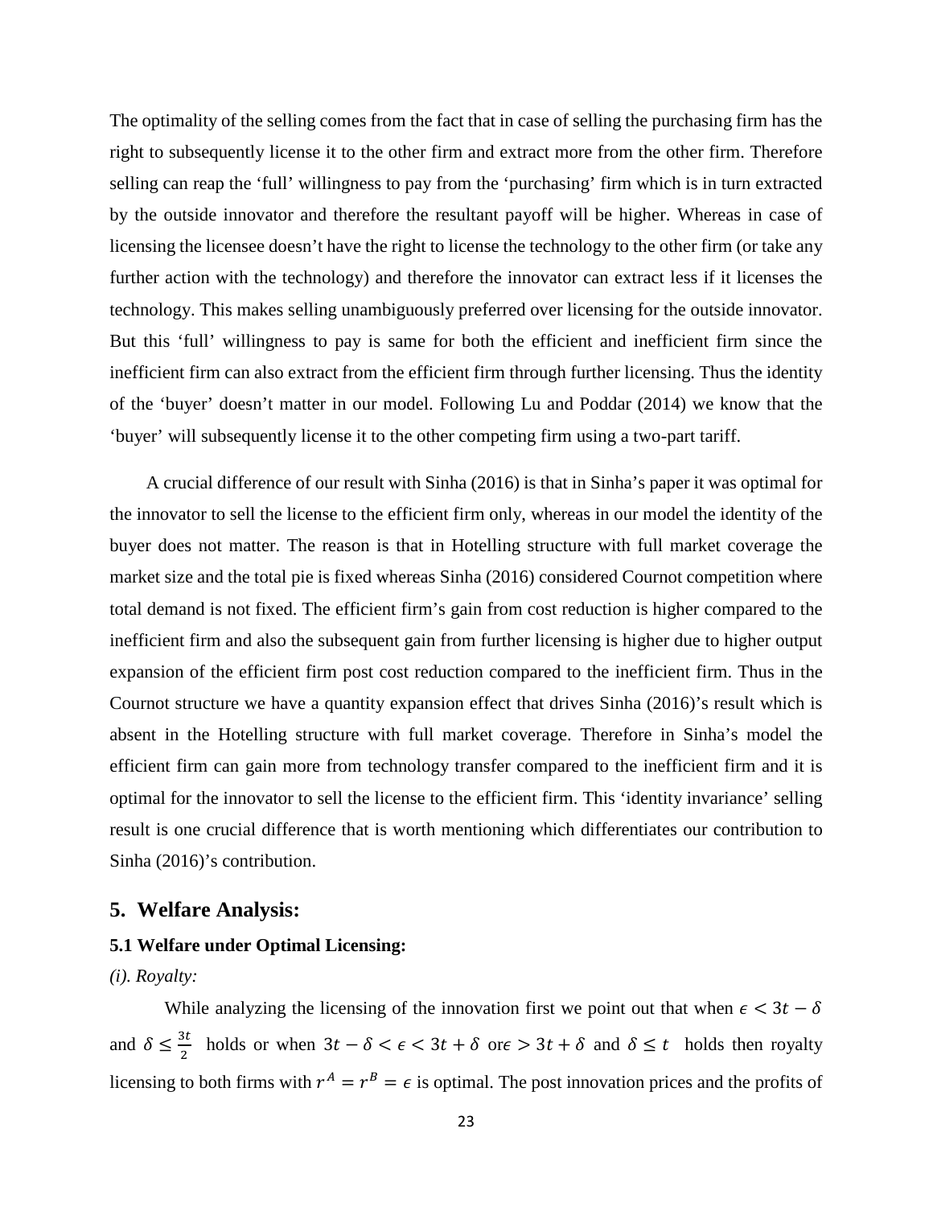The optimality of the selling comes from the fact that in case of selling the purchasing firm has the right to subsequently license it to the other firm and extract more from the other firm. Therefore selling can reap the 'full' willingness to pay from the 'purchasing' firm which is in turn extracted by the outside innovator and therefore the resultant payoff will be higher. Whereas in case of licensing the licensee doesn't have the right to license the technology to the other firm (or take any further action with the technology) and therefore the innovator can extract less if it licenses the technology. This makes selling unambiguously preferred over licensing for the outside innovator. But this 'full' willingness to pay is same for both the efficient and inefficient firm since the inefficient firm can also extract from the efficient firm through further licensing. Thus the identity of the 'buyer' doesn't matter in our model. Following Lu and Poddar (2014) we know that the 'buyer' will subsequently license it to the other competing firm using a two-part tariff.

A crucial difference of our result with Sinha (2016) is that in Sinha's paper it was optimal for the innovator to sell the license to the efficient firm only, whereas in our model the identity of the buyer does not matter. The reason is that in Hotelling structure with full market coverage the market size and the total pie is fixed whereas Sinha (2016) considered Cournot competition where total demand is not fixed. The efficient firm's gain from cost reduction is higher compared to the inefficient firm and also the subsequent gain from further licensing is higher due to higher output expansion of the efficient firm post cost reduction compared to the inefficient firm. Thus in the Cournot structure we have a quantity expansion effect that drives Sinha (2016)'s result which is absent in the Hotelling structure with full market coverage. Therefore in Sinha's model the efficient firm can gain more from technology transfer compared to the inefficient firm and it is optimal for the innovator to sell the license to the efficient firm. This 'identity invariance' selling result is one crucial difference that is worth mentioning which differentiates our contribution to Sinha (2016)'s contribution.

## 5. Welfare Analysis:

### 5.1 Welfare under Optimal Licensing:

*(i). Royalty:*

While analyzing the licensing of the innovation first we point out that when $\epsilon < 3t - \delta$ and $\delta \leq \frac{3t}{2}$ holds or when $3t - \delta < \epsilon < 3t + \delta$ or $\epsilon > 3t + \delta$ and $\delta \leq t$ holds then royalty licensing to both firms with $r^A = r^B = \epsilon$ is optimal. The post innovation prices and the profits of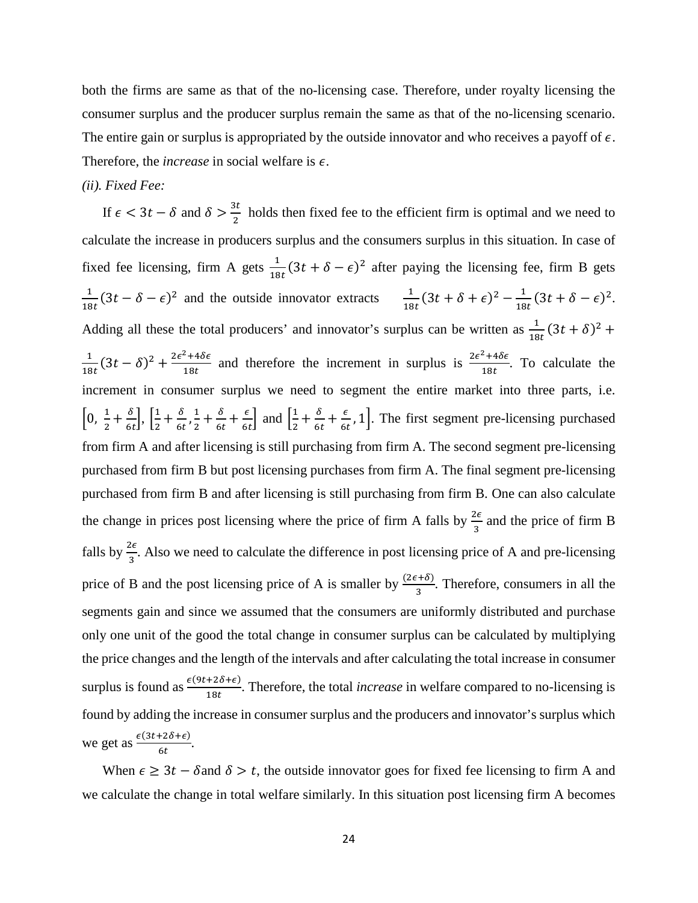both the firms are same as that of the no-licensing case. Therefore, under royalty licensing the consumer surplus and the producer surplus remain the same as that of the no-licensing scenario. The entire gain or surplus is appropriated by the outside innovator and who receives a payoff of $\epsilon$. Therefore, the *increase* in social welfare is $\epsilon$.

*(ii). Fixed Fee:*

If $\epsilon < 3t - \delta$ and $\delta > \frac{3t}{2}$ holds then fixed fee to the efficient firm is optimal and we need to calculate the increase in producers surplus and the consumers surplus in this situation. In case of fixed fee licensing, firm A gets $\frac{1}{18t}(3t + \delta - \epsilon)^2$ after paying the licensing fee, firm B gets $\frac{1}{18t}(3t - \delta - \epsilon)^2$ and the outside innovator extracts $\frac{1}{18t}(3t + \delta + \epsilon)^2 - \frac{1}{18t}(3t + \delta - \epsilon)^2$. Adding all these the total producers' and innovator's surplus can be written as $\frac{1}{18t}(3t + \delta)^2 + \frac{1}{18t}(3t - \delta)^2 + \frac{2\epsilon^2 + 4\delta\epsilon}{18t}$ and therefore the increment in surplus is $\frac{2\epsilon^2 + 4\delta\epsilon}{18t}$. To calculate the increment in consumer surplus we need to segment the entire market into three parts, i.e. $\left[0, \frac{1}{2} + \frac{\delta}{6t}\right]$, $\left[\frac{1}{2} + \frac{\delta}{6t}, \frac{1}{2} + \frac{\delta}{6t} + \frac{\epsilon}{6t}\right]$ and $\left[\frac{1}{2} + \frac{\delta}{6t} + \frac{\epsilon}{6t}, 1\right]$. The first segment pre-licensing purchased from firm A and after licensing is still purchasing from firm A. The second segment pre-licensing purchased from firm B but post licensing purchases from firm A. The final segment pre-licensing purchased from firm B and after licensing is still purchasing from firm B. One can also calculate the change in prices post licensing where the price of firm A falls by $\frac{2\epsilon}{3}$ and the price of firm B falls by $\frac{2\epsilon}{3}$. Also we need to calculate the difference in post licensing price of A and pre-licensing price of B and the post licensing price of A is smaller by $\frac{(2\epsilon + \delta)}{3}$. Therefore, consumers in all the segments gain and since we assumed that the consumers are uniformly distributed and purchase only one unit of the good the total change in consumer surplus can be calculated by multiplying the price changes and the length of the intervals and after calculating the total increase in consumer surplus is found as $\frac{\epsilon(9t + 2\delta + \epsilon)}{18t}$. Therefore, the total *increase* in welfare compared to no-licensing is found by adding the increase in consumer surplus and the producers and innovator's surplus which we get as $\frac{\epsilon(3t + 2\delta + \epsilon)}{6t}$.

When $\epsilon \geq 3t - \delta$ and $\delta > t$, the outside innovator goes for fixed fee licensing to firm A and we calculate the change in total welfare similarly. In this situation post licensing firm A becomes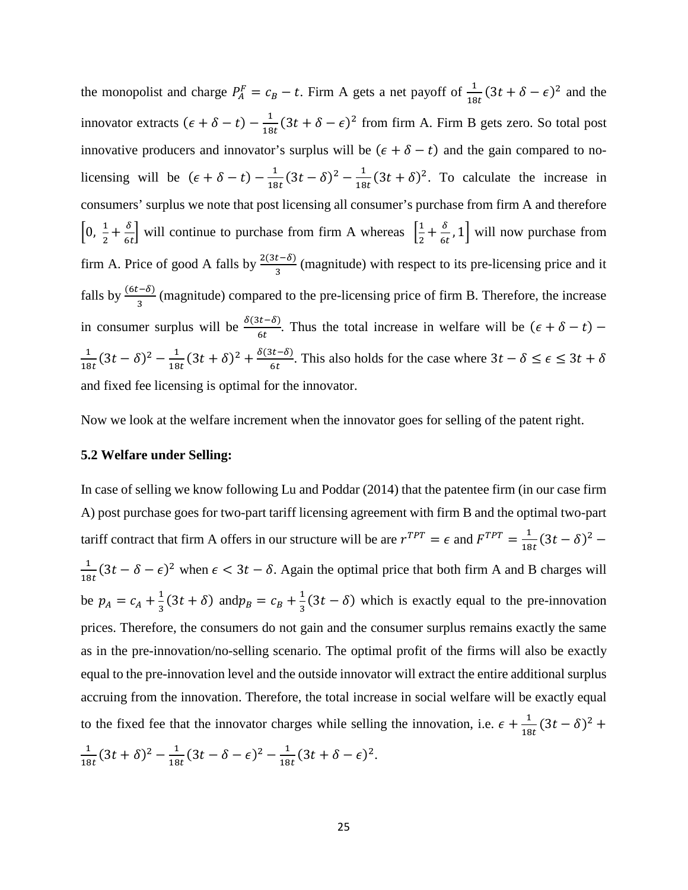the monopolist and charge $P_A^F = c_B - t$. Firm A gets a net payoff of $\frac{1}{18t}(3t + \delta - \epsilon)^2$ and the innovator extracts $(\epsilon + \delta - t) - \frac{1}{18t}(3t + \delta - \epsilon)^2$ from firm A. Firm B gets zero. So total post innovative producers and innovator's surplus will be $(\epsilon + \delta - t)$ and the gain compared to no-licensing will be $(\epsilon + \delta - t) - \frac{1}{18t}(3t - \delta)^2 - \frac{1}{18t}(3t + \delta)^2$. To calculate the increase in consumers' surplus we note that post licensing all consumer's purchase from firm A and therefore $\left[0, \frac{1}{2} + \frac{\delta}{6t}\right]$ will continue to purchase from firm A whereas $\left[\frac{1}{2} + \frac{\delta}{6t}, 1\right]$ will now purchase from firm A. Price of good A falls by $\frac{2(3t-\delta)}{3}$ (magnitude) with respect to its pre-licensing price and it falls by $\frac{(6t-\delta)}{3}$ (magnitude) compared to the pre-licensing price of firm B. Therefore, the increase in consumer surplus will be $\frac{\delta(3t-\delta)}{6t}$. Thus the total increase in welfare will be $(\epsilon + \delta - t) - \frac{1}{18t}(3t - \delta)^2 - \frac{1}{18t}(3t + \delta)^2 + \frac{\delta(3t-\delta)}{6t}$. This also holds for the case where $3t - \delta \leq \epsilon \leq 3t + \delta$ and fixed fee licensing is optimal for the innovator.

Now we look at the welfare increment when the innovator goes for selling of the patent right.

### 5.2 Welfare under Selling:

In case of selling we know following Lu and Poddar (2014) that the patentee firm (in our case firm A) post purchase goes for two-part tariff licensing agreement with firm B and the optimal two-part tariff contract that firm A offers in our structure will be are $r^{TPT} = \epsilon$ and $F^{TPT} = \frac{1}{18t}(3t - \delta)^2 - \frac{1}{18t}(3t - \delta - \epsilon)^2$ when $\epsilon < 3t - \delta$. Again the optimal price that both firm A and B charges will be $p_A = c_A + \frac{1}{3}(3t + \delta)$ and $p_B = c_B + \frac{1}{3}(3t - \delta)$ which is exactly equal to the pre-innovation prices. Therefore, the consumers do not gain and the consumer surplus remains exactly the same as in the pre-innovation/no-selling scenario. The optimal profit of the firms will also be exactly equal to the pre-innovation level and the outside innovator will extract the entire additional surplus accruing from the innovation. Therefore, the total increase in social welfare will be exactly equal to the fixed fee that the innovator charges while selling the innovation, i.e. $\epsilon + \frac{1}{18t}(3t - \delta)^2 + \frac{1}{18t}(3t + \delta)^2 - \frac{1}{18t}(3t - \delta - \epsilon)^2 - \frac{1}{18t}(3t + \delta - \epsilon)^2$.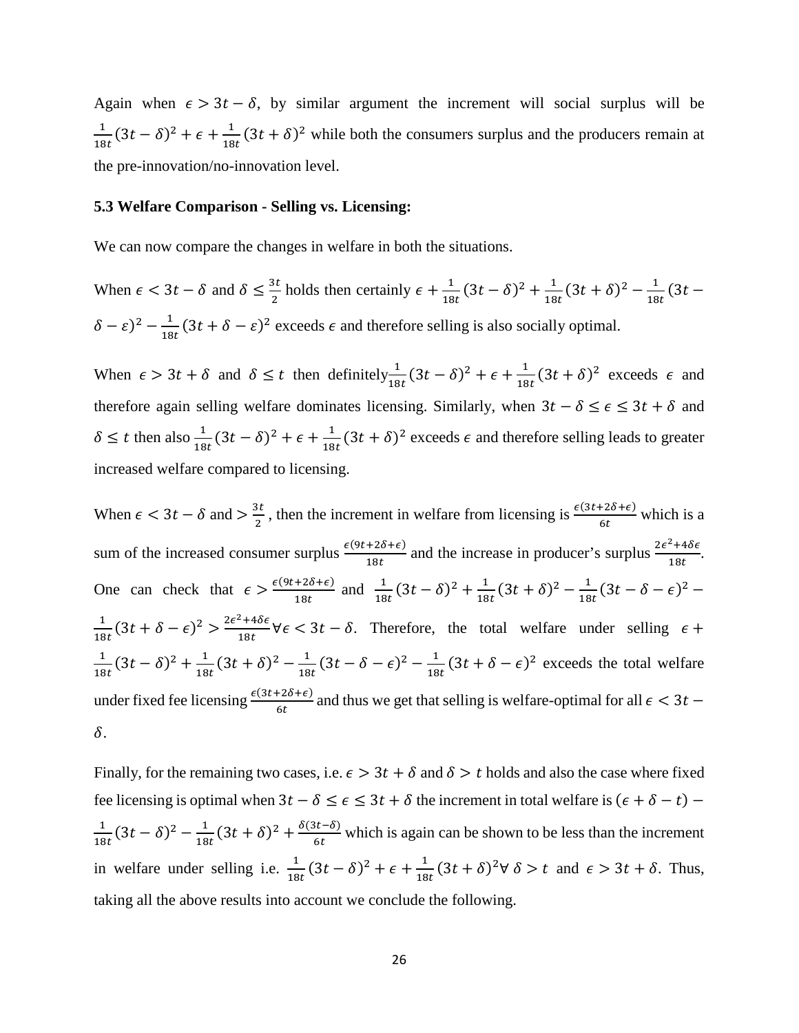Again when $\epsilon > 3t - \delta$, by similar argument the increment will social surplus will be $\frac{1}{18t}(3t-\delta)^2 + \epsilon + \frac{1}{18t}(3t+\delta)^2$ while both the consumers surplus and the producers remain at the pre-innovation/no-innovation level.

### 5.3 Welfare Comparison - Selling vs. Licensing:

We can now compare the changes in welfare in both the situations.

When $\epsilon < 3t - \delta$ and $\delta \leq \frac{3t}{2}$ holds then certainly $\epsilon + \frac{1}{18t}(3t-\delta)^2 + \frac{1}{18t}(3t+\delta)^2 - \frac{1}{18t}(3t - \delta - \varepsilon)^2 - \frac{1}{18t}(3t + \delta - \varepsilon)^2$ exceeds $\epsilon$ and therefore selling is also socially optimal.

When $\epsilon > 3t + \delta$ and $\delta \leq t$ then definitely $\frac{1}{18t}(3t-\delta)^2 + \epsilon + \frac{1}{18t}(3t+\delta)^2$ exceeds $\epsilon$ and therefore again selling welfare dominates licensing. Similarly, when $3t - \delta \leq \epsilon \leq 3t + \delta$ and $\delta \leq t$ then also $\frac{1}{18t}(3t-\delta)^2 + \epsilon + \frac{1}{18t}(3t+\delta)^2$ exceeds $\epsilon$ and therefore selling leads to greater increased welfare compared to licensing.

When $\epsilon < 3t - \delta$ and $> \frac{3t}{2}$ , then the increment in welfare from licensing is $\frac{\epsilon(3t+2\delta+\epsilon)}{6t}$ which is a sum of the increased consumer surplus $\frac{\epsilon(9t+2\delta+\epsilon)}{18t}$ and the increase in producer's surplus $\frac{2\epsilon^2+4\delta\epsilon}{18t}$. One can check that $\epsilon > \frac{\epsilon(9t+2\delta+\epsilon)}{18t}$ and $\frac{1}{18t}(3t-\delta)^2 + \frac{1}{18t}(3t+\delta)^2 - \frac{1}{18t}(3t-\delta-\epsilon)^2 - \frac{1}{18t}(3t+\delta-\epsilon)^2 > \frac{2\epsilon^2+4\delta\epsilon}{18t} \forall \epsilon < 3t - \delta$. Therefore, the total welfare under selling $\epsilon + \frac{1}{18t}(3t-\delta)^2 + \frac{1}{18t}(3t+\delta)^2 - \frac{1}{18t}(3t-\delta-\epsilon)^2 - \frac{1}{18t}(3t+\delta-\epsilon)^2$ exceeds the total welfare under fixed fee licensing $\frac{\epsilon(3t+2\delta+\epsilon)}{6t}$ and thus we get that selling is welfare-optimal for all $\epsilon < 3t - \delta$.

Finally, for the remaining two cases, i.e. $\epsilon > 3t + \delta$ and $\delta > t$ holds and also the case where fixed fee licensing is optimal when $3t - \delta \leq \epsilon \leq 3t + \delta$ the increment in total welfare is $(\epsilon + \delta - t) - \frac{1}{18t}(3t-\delta)^2 - \frac{1}{18t}(3t+\delta)^2 + \frac{\delta(3t-\delta)}{6t}$ which is again can be shown to be less than the increment in welfare under selling i.e. $\frac{1}{18t}(3t-\delta)^2 + \epsilon + \frac{1}{18t}(3t+\delta)^2 \forall\ \delta > t$ and $\epsilon > 3t + \delta$. Thus, taking all the above results into account we conclude the following.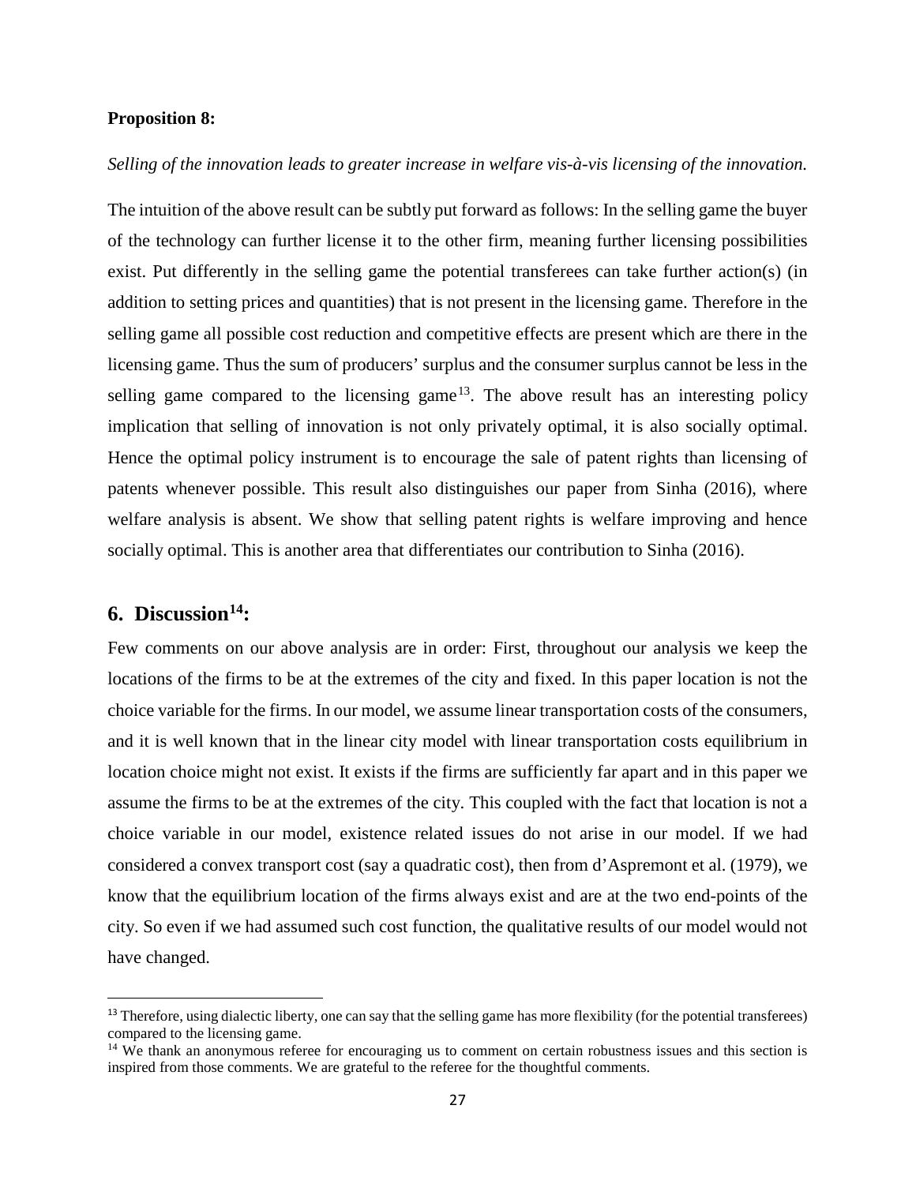**Proposition 8:**

*Selling of the innovation leads to greater increase in welfare vis-à-vis licensing of the innovation.*

The intuition of the above result can be subtly put forward as follows: In the selling game the buyer of the technology can further license it to the other firm, meaning further licensing possibilities exist. Put differently in the selling game the potential transferees can take further action(s) (in addition to setting prices and quantities) that is not present in the licensing game. Therefore in the selling game all possible cost reduction and competitive effects are present which are there in the licensing game. Thus the sum of producers' surplus and the consumer surplus cannot be less in the selling game compared to the licensing game[13]. The above result has an interesting policy implication that selling of innovation is not only privately optimal, it is also socially optimal. Hence the optimal policy instrument is to encourage the sale of patent rights than licensing of patents whenever possible. This result also distinguishes our paper from Sinha (2016), where welfare analysis is absent. We show that selling patent rights is welfare improving and hence socially optimal. This is another area that differentiates our contribution to Sinha (2016).

## 6. Discussion[14]:

Few comments on our above analysis are in order: First, throughout our analysis we keep the locations of the firms to be at the extremes of the city and fixed. In this paper location is not the choice variable for the firms. In our model, we assume linear transportation costs of the consumers, and it is well known that in the linear city model with linear transportation costs equilibrium in location choice might not exist. It exists if the firms are sufficiently far apart and in this paper we assume the firms to be at the extremes of the city. This coupled with the fact that location is not a choice variable in our model, existence related issues do not arise in our model. If we had considered a convex transport cost (say a quadratic cost), then from d'Aspremont et al. (1979), we know that the equilibrium location of the firms always exist and are at the two end-points of the city. So even if we had assumed such cost function, the qualitative results of our model would not have changed.

[13] Therefore, using dialectic liberty, one can say that the selling game has more flexibility (for the potential transferees) compared to the licensing game.

[14] We thank an anonymous referee for encouraging us to comment on certain robustness issues and this section is inspired from those comments. We are grateful to the referee for the thoughtful comments.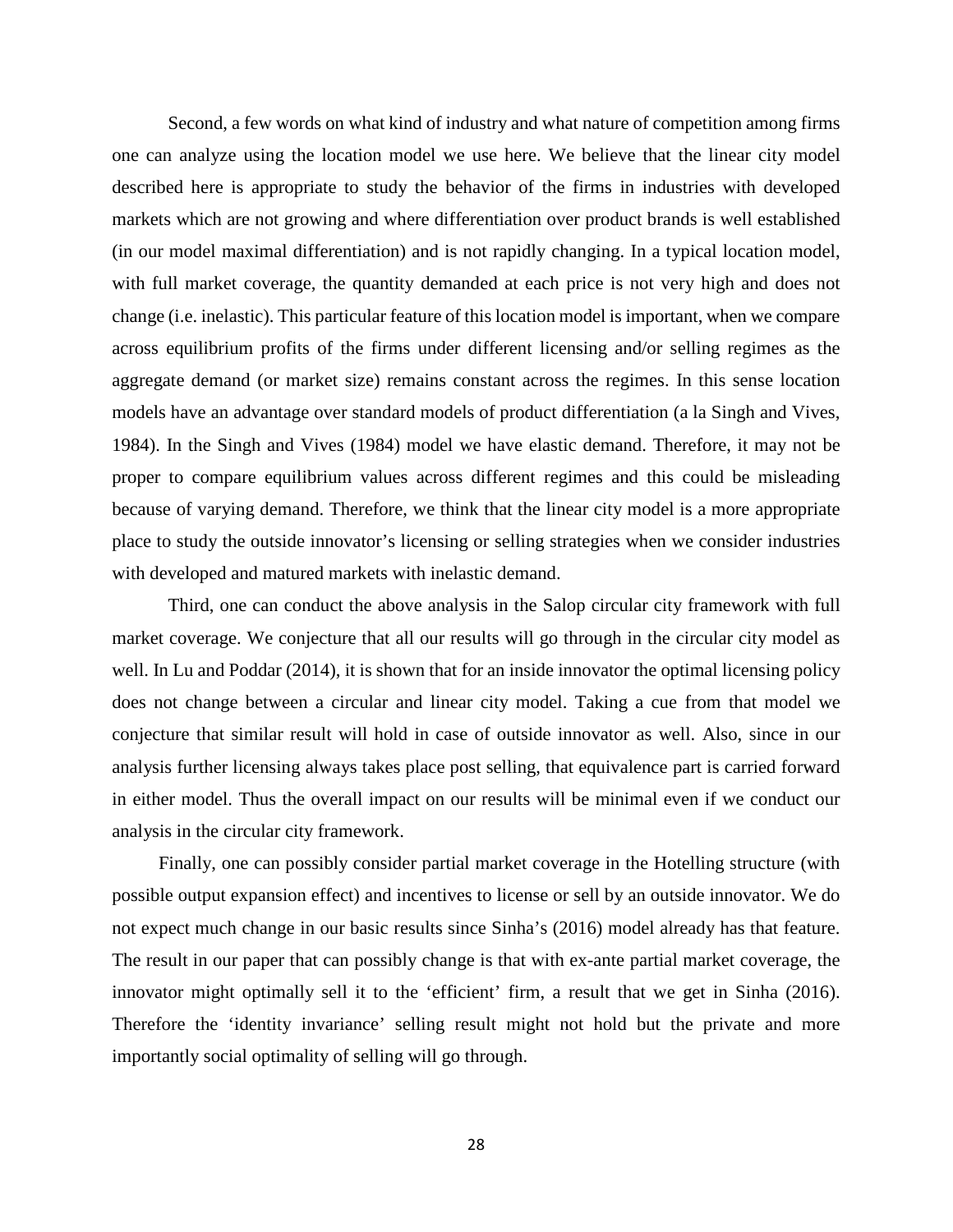Second, a few words on what kind of industry and what nature of competition among firms one can analyze using the location model we use here. We believe that the linear city model described here is appropriate to study the behavior of the firms in industries with developed markets which are not growing and where differentiation over product brands is well established (in our model maximal differentiation) and is not rapidly changing. In a typical location model, with full market coverage, the quantity demanded at each price is not very high and does not change (i.e. inelastic). This particular feature of this location model is important, when we compare across equilibrium profits of the firms under different licensing and/or selling regimes as the aggregate demand (or market size) remains constant across the regimes. In this sense location models have an advantage over standard models of product differentiation (a la Singh and Vives, 1984). In the Singh and Vives (1984) model we have elastic demand. Therefore, it may not be proper to compare equilibrium values across different regimes and this could be misleading because of varying demand. Therefore, we think that the linear city model is a more appropriate place to study the outside innovator's licensing or selling strategies when we consider industries with developed and matured markets with inelastic demand.

Third, one can conduct the above analysis in the Salop circular city framework with full market coverage. We conjecture that all our results will go through in the circular city model as well. In Lu and Poddar (2014), it is shown that for an inside innovator the optimal licensing policy does not change between a circular and linear city model. Taking a cue from that model we conjecture that similar result will hold in case of outside innovator as well. Also, since in our analysis further licensing always takes place post selling, that equivalence part is carried forward in either model. Thus the overall impact on our results will be minimal even if we conduct our analysis in the circular city framework.

Finally, one can possibly consider partial market coverage in the Hotelling structure (with possible output expansion effect) and incentives to license or sell by an outside innovator. We do not expect much change in our basic results since Sinha's (2016) model already has that feature. The result in our paper that can possibly change is that with ex-ante partial market coverage, the innovator might optimally sell it to the 'efficient' firm, a result that we get in Sinha (2016). Therefore the 'identity invariance' selling result might not hold but the private and more importantly social optimality of selling will go through.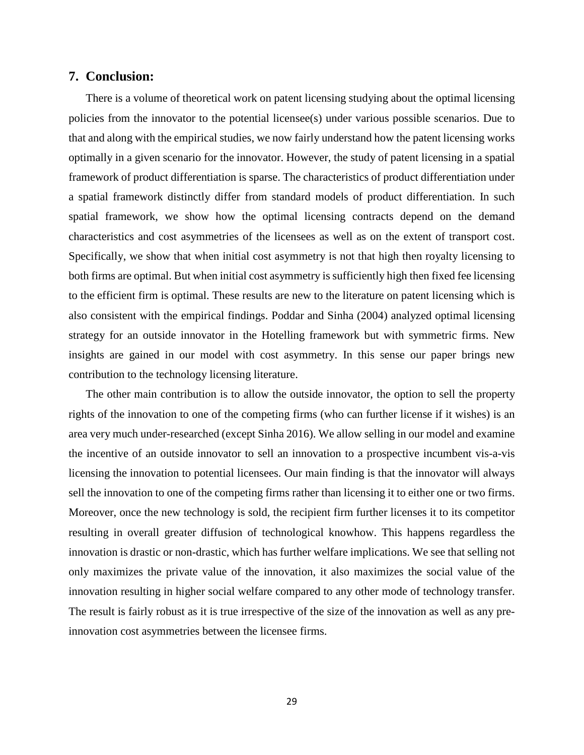## 7. Conclusion:

There is a volume of theoretical work on patent licensing studying about the optimal licensing policies from the innovator to the potential licensee(s) under various possible scenarios. Due to that and along with the empirical studies, we now fairly understand how the patent licensing works optimally in a given scenario for the innovator. However, the study of patent licensing in a spatial framework of product differentiation is sparse. The characteristics of product differentiation under a spatial framework distinctly differ from standard models of product differentiation. In such spatial framework, we show how the optimal licensing contracts depend on the demand characteristics and cost asymmetries of the licensees as well as on the extent of transport cost. Specifically, we show that when initial cost asymmetry is not that high then royalty licensing to both firms are optimal. But when initial cost asymmetry is sufficiently high then fixed fee licensing to the efficient firm is optimal. These results are new to the literature on patent licensing which is also consistent with the empirical findings. Poddar and Sinha (2004) analyzed optimal licensing strategy for an outside innovator in the Hotelling framework but with symmetric firms. New insights are gained in our model with cost asymmetry. In this sense our paper brings new contribution to the technology licensing literature.

The other main contribution is to allow the outside innovator, the option to sell the property rights of the innovation to one of the competing firms (who can further license if it wishes) is an area very much under-researched (except Sinha 2016). We allow selling in our model and examine the incentive of an outside innovator to sell an innovation to a prospective incumbent vis-a-vis licensing the innovation to potential licensees. Our main finding is that the innovator will always sell the innovation to one of the competing firms rather than licensing it to either one or two firms. Moreover, once the new technology is sold, the recipient firm further licenses it to its competitor resulting in overall greater diffusion of technological knowhow. This happens regardless the innovation is drastic or non-drastic, which has further welfare implications. We see that selling not only maximizes the private value of the innovation, it also maximizes the social value of the innovation resulting in higher social welfare compared to any other mode of technology transfer. The result is fairly robust as it is true irrespective of the size of the innovation as well as any pre-innovation cost asymmetries between the licensee firms.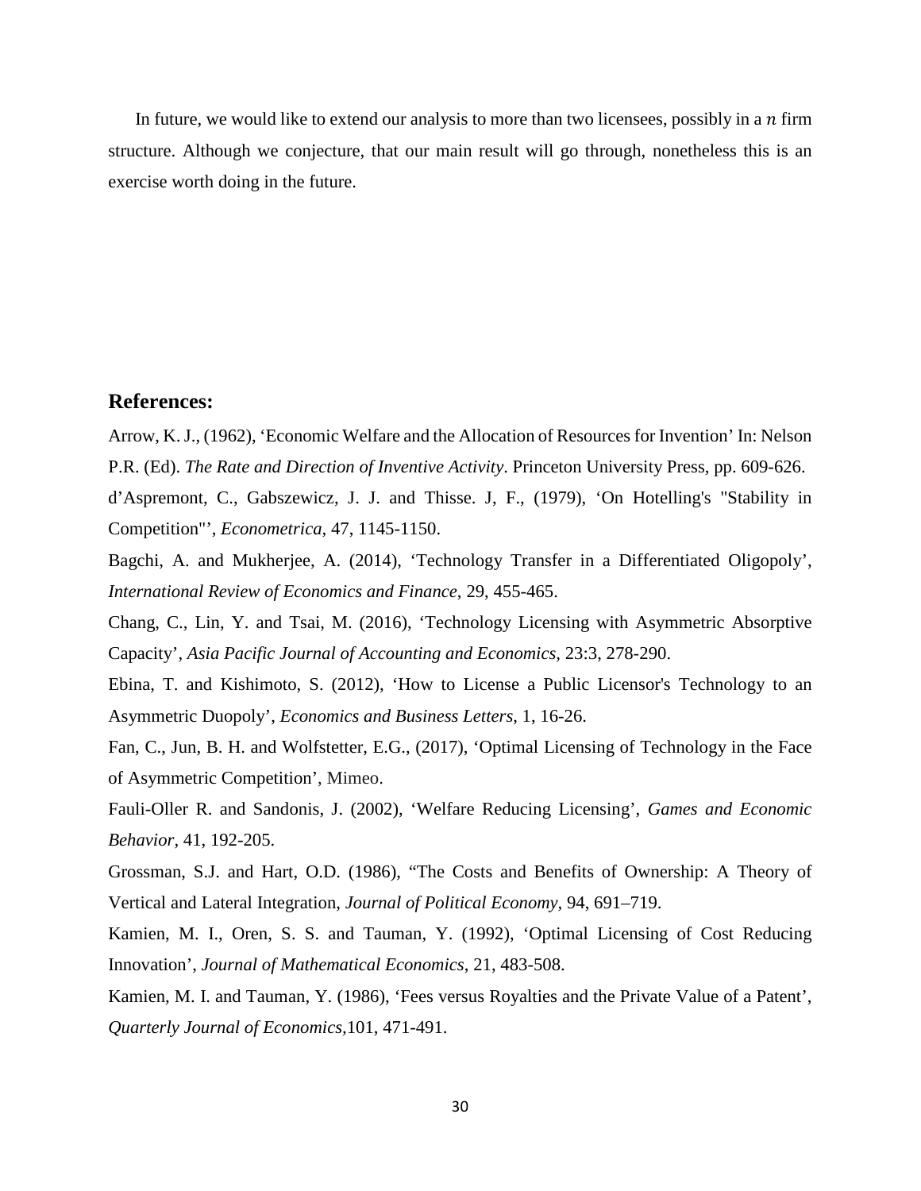In future, we would like to extend our analysis to more than two licensees, possibly in a $n$ firm structure. Although we conjecture, that our main result will go through, nonetheless this is an exercise worth doing in the future.

## References:

Arrow, K. J., (1962), 'Economic Welfare and the Allocation of Resources for Invention' In: Nelson P.R. (Ed). *The Rate and Direction of Inventive Activity*. Princeton University Press, pp. 609-626.

d'Aspremont, C., Gabszewicz, J. J. and Thisse. J, F., (1979), 'On Hotelling's "Stability in Competition"', *Econometrica*, 47, 1145-1150.

Bagchi, A. and Mukherjee, A. (2014), 'Technology Transfer in a Differentiated Oligopoly', *International Review of Economics and Finance*, 29, 455-465.

Chang, C., Lin, Y. and Tsai, M. (2016), 'Technology Licensing with Asymmetric Absorptive Capacity', *Asia Pacific Journal of Accounting and Economics*, 23:3, 278-290.

Ebina, T. and Kishimoto, S. (2012), 'How to License a Public Licensor's Technology to an Asymmetric Duopoly', *Economics and Business Letters*, 1, 16-26.

Fan, C., Jun, B. H. and Wolfstetter, E.G., (2017), 'Optimal Licensing of Technology in the Face of Asymmetric Competition', Mimeo.

Fauli-Oller R. and Sandonis, J. (2002), 'Welfare Reducing Licensing', *Games and Economic Behavior*, 41, 192-205.

Grossman, S.J. and Hart, O.D. (1986), "The Costs and Benefits of Ownership: A Theory of Vertical and Lateral Integration, *Journal of Political Economy*, 94, 691–719.

Kamien, M. I., Oren, S. S. and Tauman, Y. (1992), 'Optimal Licensing of Cost Reducing Innovation', *Journal of Mathematical Economics*, 21, 483-508.

Kamien, M. I. and Tauman, Y. (1986), 'Fees versus Royalties and the Private Value of a Patent', *Quarterly Journal of Economics*,101, 471-491.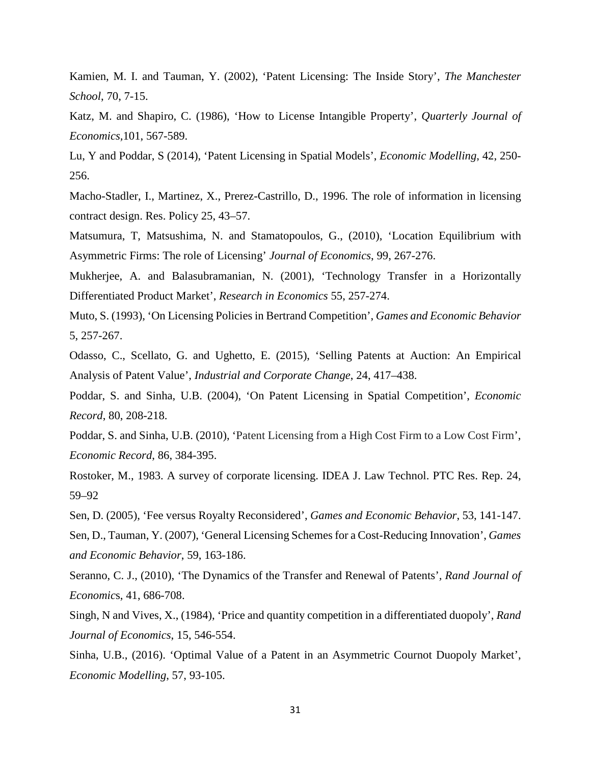Kamien, M. I. and Tauman, Y. (2002), ‘Patent Licensing: The Inside Story’, *The Manchester School*, 70, 7-15.

Katz, M. and Shapiro, C. (1986), ‘How to License Intangible Property’, *Quarterly Journal of Economics*,101, 567-589.

Lu, Y and Poddar, S (2014), ‘Patent Licensing in Spatial Models’, *Economic Modelling*, 42, 250-256.

Macho-Stadler, I., Martinez, X., Prerez-Castrillo, D., 1996. The role of information in licensing contract design. Res. Policy 25, 43–57.

Matsumura, T, Matsushima, N. and Stamatopoulos, G., (2010), ‘Location Equilibrium with Asymmetric Firms: The role of Licensing’ *Journal of Economics*, 99, 267-276.

Mukherjee, A. and Balasubramanian, N. (2001), ‘Technology Transfer in a Horizontally Differentiated Product Market’, *Research in Economics* 55, 257-274.

Muto, S. (1993), ‘On Licensing Policies in Bertrand Competition’, *Games and Economic Behavior* 5, 257-267.

Odasso, C., Scellato, G. and Ughetto, E. (2015), ‘Selling Patents at Auction: An Empirical Analysis of Patent Value’, *Industrial and Corporate Change*, 24, 417–438.

Poddar, S. and Sinha, U.B. (2004), ‘On Patent Licensing in Spatial Competition’, *Economic Record*, 80, 208-218.

Poddar, S. and Sinha, U.B. (2010), ‘Patent Licensing from a High Cost Firm to a Low Cost Firm’, *Economic Record*, 86, 384-395.

Rostoker, M., 1983. A survey of corporate licensing. IDEA J. Law Technol. PTC Res. Rep. 24, 59–92

Sen, D. (2005), ‘Fee versus Royalty Reconsidered’, *Games and Economic Behavior*, 53, 141-147.

Sen, D., Tauman, Y. (2007), ‘General Licensing Schemes for a Cost-Reducing Innovation’, *Games and Economic Behavior*, 59, 163-186.

Seranno, C. J., (2010), ‘The Dynamics of the Transfer and Renewal of Patents’, *Rand Journal of Economics*, 41, 686-708.

Singh, N and Vives, X., (1984), ‘Price and quantity competition in a differentiated duopoly’, *Rand Journal of Economics*, 15, 546-554.

Sinha, U.B., (2016). ‘Optimal Value of a Patent in an Asymmetric Cournot Duopoly Market’, *Economic Modelling*, 57, 93-105.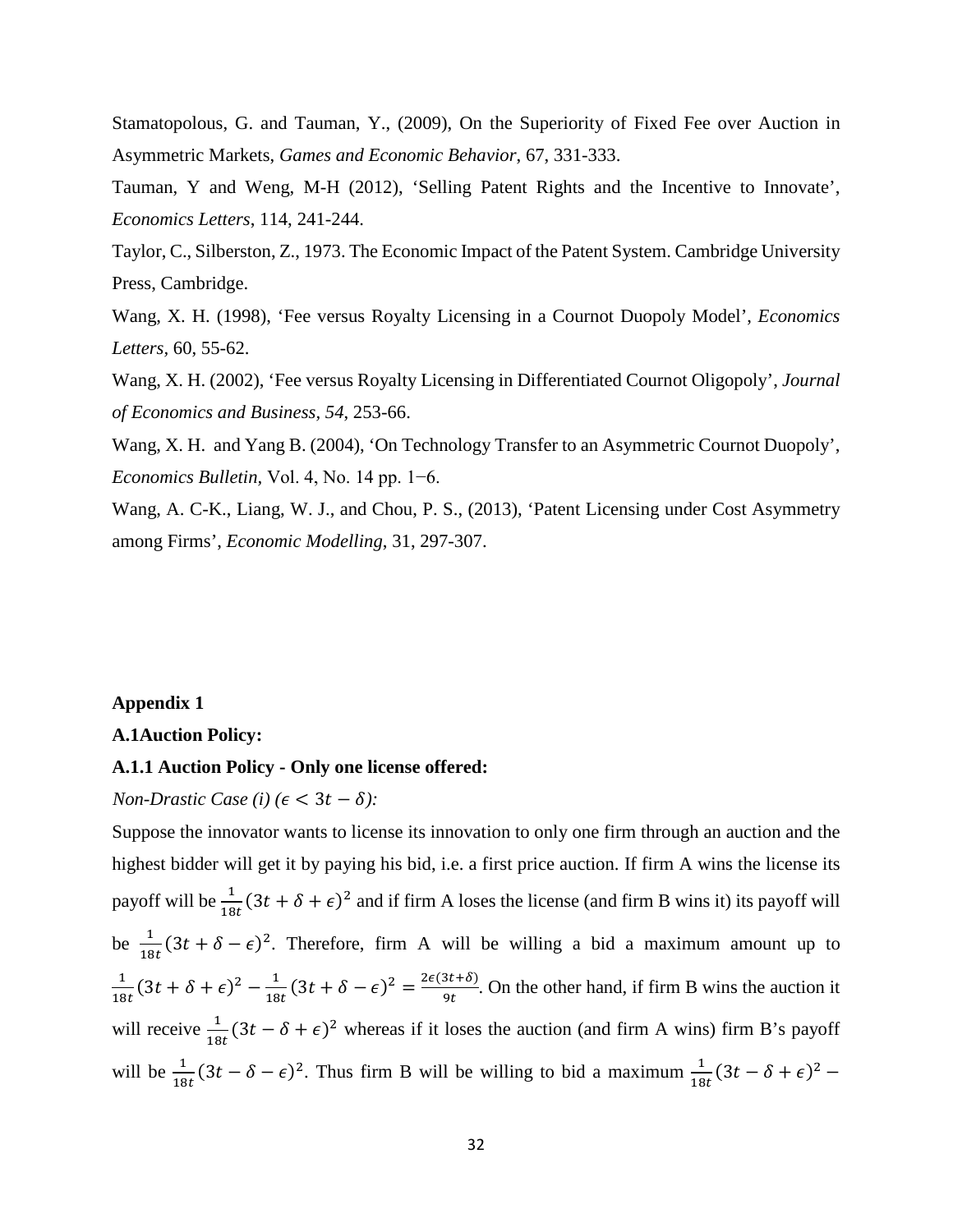Stamatopolous, G. and Tauman, Y., (2009), On the Superiority of Fixed Fee over Auction in Asymmetric Markets, *Games and Economic Behavior*, 67, 331-333.

Tauman, Y and Weng, M-H (2012), 'Selling Patent Rights and the Incentive to Innovate', *Economics Letters*, 114, 241-244.

Taylor, C., Silberston, Z., 1973. The Economic Impact of the Patent System. Cambridge University Press, Cambridge.

Wang, X. H. (1998), 'Fee versus Royalty Licensing in a Cournot Duopoly Model', *Economics Letters*, 60, 55-62.

Wang, X. H. (2002), 'Fee versus Royalty Licensing in Differentiated Cournot Oligopoly', *Journal of Economics and Business, 54*, 253-66.

Wang, X. H. and Yang B. (2004), 'On Technology Transfer to an Asymmetric Cournot Duopoly', *Economics Bulletin,* Vol. 4, No. 14 pp. 1−6.

Wang, A. C-K., Liang, W. J., and Chou, P. S., (2013), 'Patent Licensing under Cost Asymmetry among Firms', *Economic Modelling*, 31, 297-307.

**Appendix 1**

**A.1Auction Policy:**

**A.1.1 Auction Policy - Only one license offered:**

*Non-Drastic Case (i) ($\epsilon < 3t - \delta$):*

Suppose the innovator wants to license its innovation to only one firm through an auction and the highest bidder will get it by paying his bid, i.e. a first price auction. If firm A wins the license its payoff will be $\frac{1}{18t}(3t + \delta + \epsilon)^2$ and if firm A loses the license (and firm B wins it) its payoff will be $\frac{1}{18t}(3t + \delta - \epsilon)^2$. Therefore, firm A will be willing a bid a maximum amount up to $\frac{1}{18t}(3t + \delta + \epsilon)^2 - \frac{1}{18t}(3t + \delta - \epsilon)^2 = \frac{2\epsilon(3t+\delta)}{9t}$. On the other hand, if firm B wins the auction it will receive $\frac{1}{18t}(3t - \delta + \epsilon)^2$ whereas if it loses the auction (and firm A wins) firm B's payoff will be $\frac{1}{18t}(3t - \delta - \epsilon)^2$. Thus firm B will be willing to bid a maximum $\frac{1}{18t}(3t - \delta + \epsilon)^2 -$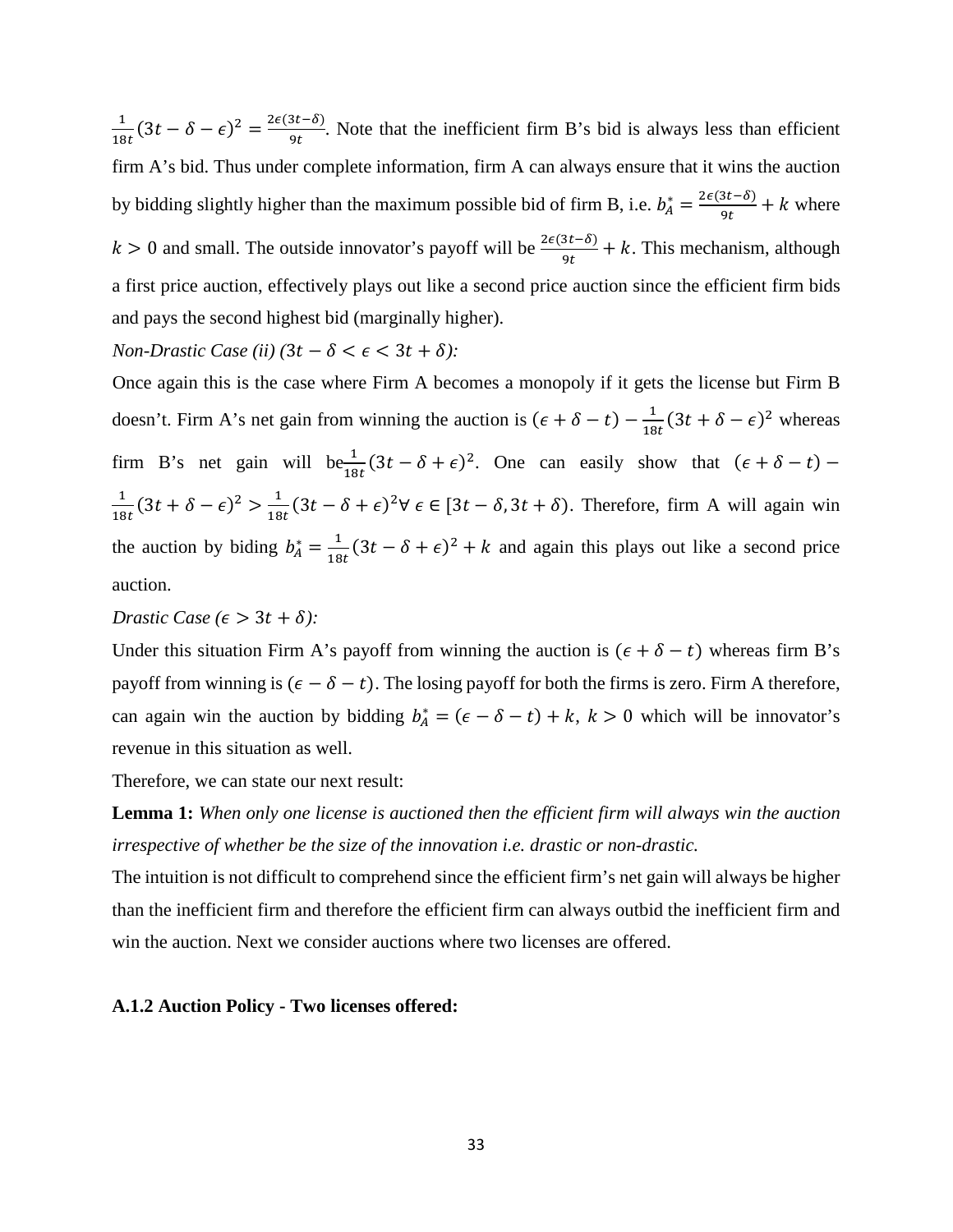$\frac{1}{18t}(3t - \delta - \epsilon)^2 = \frac{2\epsilon(3t-\delta)}{9t}$. Note that the inefficient firm B's bid is always less than efficient firm A's bid. Thus under complete information, firm A can always ensure that it wins the auction by bidding slightly higher than the maximum possible bid of firm B, i.e. $b_A^* = \frac{2\epsilon(3t-\delta)}{9t} + k$ where $k > 0$ and small. The outside innovator's payoff will be $\frac{2\epsilon(3t-\delta)}{9t} + k$. This mechanism, although a first price auction, effectively plays out like a second price auction since the efficient firm bids and pays the second highest bid (marginally higher).

*Non-Drastic Case (ii) ($3t - \delta < \epsilon < 3t + \delta$):*

Once again this is the case where Firm A becomes a monopoly if it gets the license but Firm B doesn't. Firm A's net gain from winning the auction is $(\epsilon + \delta - t) - \frac{1}{18t}(3t + \delta - \epsilon)^2$ whereas firm B's net gain will be $\frac{1}{18t}(3t - \delta + \epsilon)^2$. One can easily show that $(\epsilon + \delta - t) - \frac{1}{18t}(3t + \delta - \epsilon)^2 > \frac{1}{18t}(3t - \delta + \epsilon)^2 \forall \epsilon \in [3t - \delta, 3t + \delta)$. Therefore, firm A will again win the auction by biding $b_A^* = \frac{1}{18t}(3t - \delta + \epsilon)^2 + k$ and again this plays out like a second price auction.

*Drastic Case ($\epsilon > 3t + \delta$):*

Under this situation Firm A's payoff from winning the auction is $(\epsilon + \delta - t)$ whereas firm B's payoff from winning is $(\epsilon - \delta - t)$. The losing payoff for both the firms is zero. Firm A therefore, can again win the auction by bidding $b_A^* = (\epsilon - \delta - t) + k$, $k > 0$ which will be innovator's revenue in this situation as well.

Therefore, we can state our next result:

**Lemma 1:** *When only one license is auctioned then the efficient firm will always win the auction irrespective of whether be the size of the innovation i.e. drastic or non-drastic.*

The intuition is not difficult to comprehend since the efficient firm's net gain will always be higher than the inefficient firm and therefore the efficient firm can always outbid the inefficient firm and win the auction. Next we consider auctions where two licenses are offered.

### A.1.2 Auction Policy - Two licenses offered: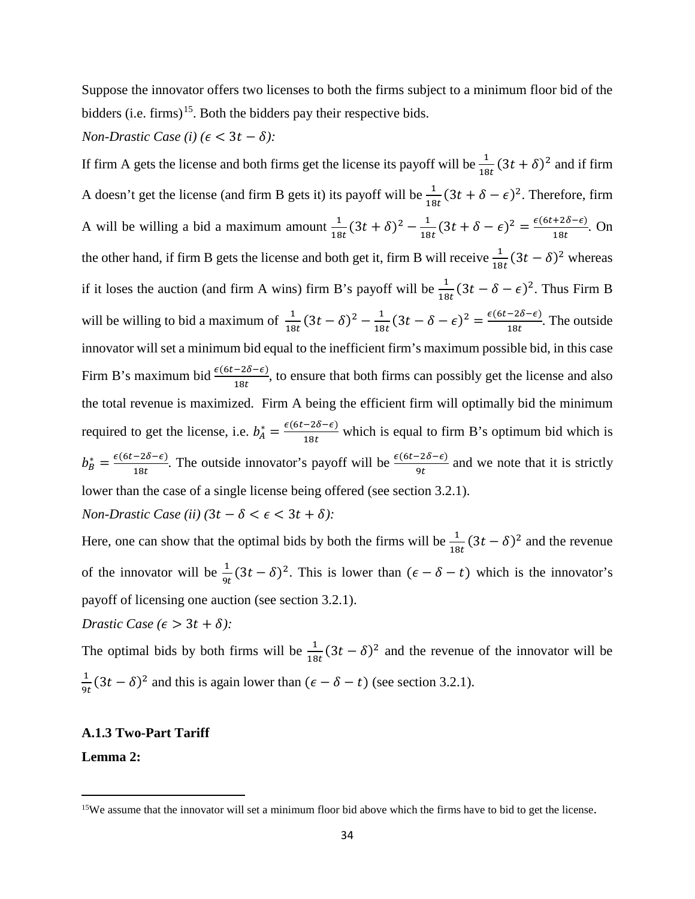Suppose the innovator offers two licenses to both the firms subject to a minimum floor bid of the bidders (i.e. firms)[15]. Both the bidders pay their respective bids.

*Non-Drastic Case (i) ($\epsilon < 3t - \delta$):*

If firm A gets the license and both firms get the license its payoff will be $\frac{1}{18t}(3t+\delta)^2$ and if firm A doesn't get the license (and firm B gets it) its payoff will be $\frac{1}{18t}(3t+\delta-\epsilon)^2$. Therefore, firm A will be willing a bid a maximum amount $\frac{1}{18t}(3t+\delta)^2 - \frac{1}{18t}(3t+\delta-\epsilon)^2 = \frac{\epsilon(6t+2\delta-\epsilon)}{18t}$. On the other hand, if firm B gets the license and both get it, firm B will receive $\frac{1}{18t}(3t-\delta)^2$ whereas if it loses the auction (and firm A wins) firm B's payoff will be $\frac{1}{18t}(3t-\delta-\epsilon)^2$. Thus Firm B will be willing to bid a maximum of $\frac{1}{18t}(3t-\delta)^2 - \frac{1}{18t}(3t-\delta-\epsilon)^2 = \frac{\epsilon(6t-2\delta-\epsilon)}{18t}$. The outside innovator will set a minimum bid equal to the inefficient firm's maximum possible bid, in this case Firm B's maximum bid $\frac{\epsilon(6t-2\delta-\epsilon)}{18t}$, to ensure that both firms can possibly get the license and also the total revenue is maximized. Firm A being the efficient firm will optimally bid the minimum required to get the license, i.e. $b_A^* = \frac{\epsilon(6t-2\delta-\epsilon)}{18t}$ which is equal to firm B's optimum bid which is $b_B^* = \frac{\epsilon(6t-2\delta-\epsilon)}{18t}$. The outside innovator's payoff will be $\frac{\epsilon(6t-2\delta-\epsilon)}{9t}$ and we note that it is strictly lower than the case of a single license being offered (see section 3.2.1).

*Non-Drastic Case (ii) ($3t - \delta < \epsilon < 3t + \delta$):*

Here, one can show that the optimal bids by both the firms will be $\frac{1}{18t}(3t-\delta)^2$ and the revenue of the innovator will be $\frac{1}{9t}(3t-\delta)^2$. This is lower than $(\epsilon - \delta - t)$ which is the innovator's payoff of licensing one auction (see section 3.2.1).

*Drastic Case ($\epsilon > 3t + \delta$):*

The optimal bids by both firms will be $\frac{1}{18t}(3t-\delta)^2$ and the revenue of the innovator will be $\frac{1}{9t}(3t-\delta)^2$ and this is again lower than $(\epsilon - \delta - t)$ (see section 3.2.1).

### A.1.3 Two-Part Tariff

**Lemma 2:**

---

[15] We assume that the innovator will set a minimum floor bid above which the firms have to bid to get the license.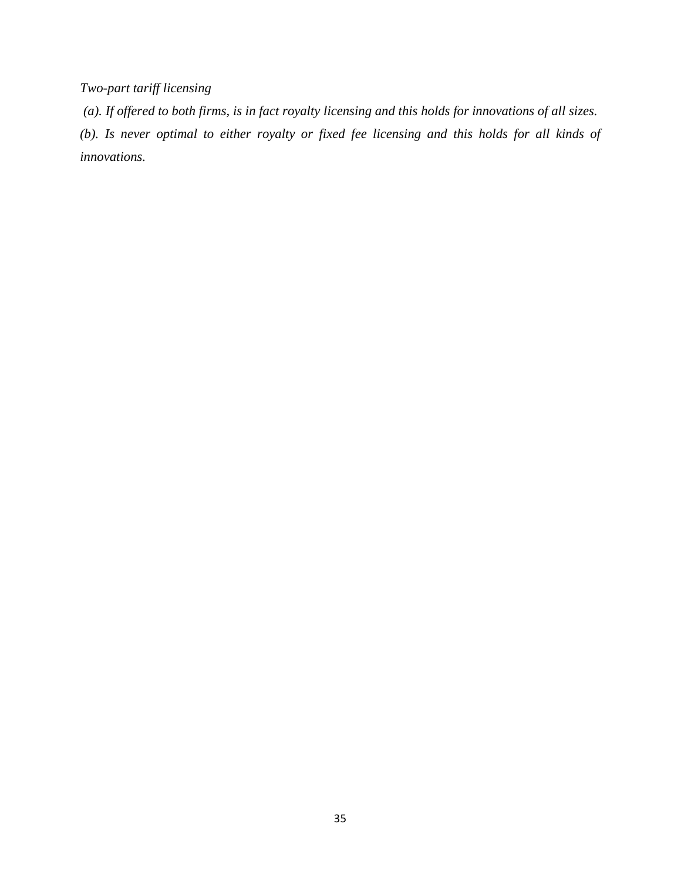*Two-part tariff licensing*

*(a). If offered to both firms, is in fact royalty licensing and this holds for innovations of all sizes.*

*(b). Is never optimal to either royalty or fixed fee licensing and this holds for all kinds of innovations.*